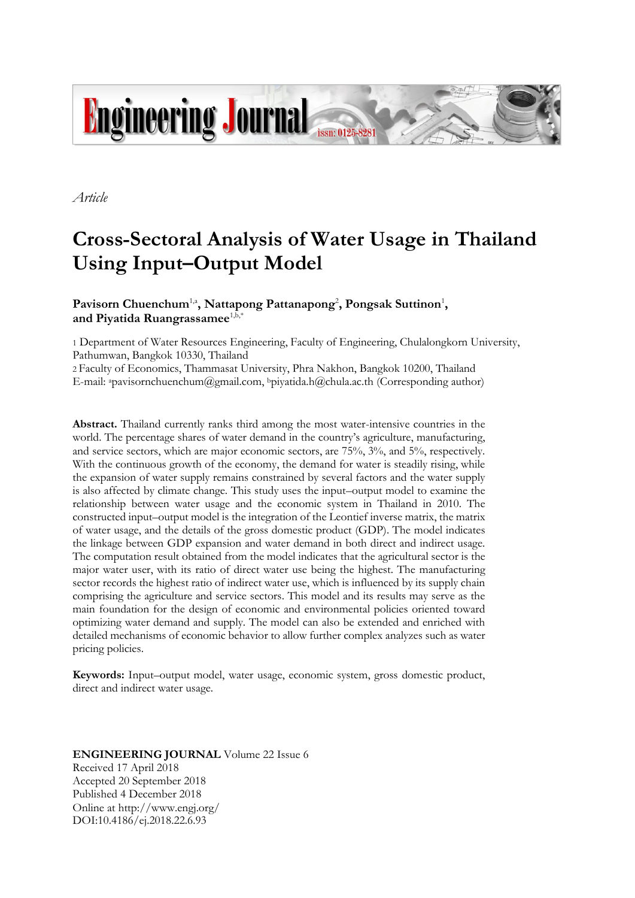*Article*

# Cross-Sectoral Analysis of Water Usage in Thailand Using Input–Output Model

**Pavisorn Chuenchum**[1,a], **Nattapong Pattanapong**[2], **Pongsak Suttinon**[1], **and Piyatida Ruangrassamee**[1,b,*]

1 Department of Water Resources Engineering, Faculty of Engineering, Chulalongkorn University, Pathumwan, Bangkok 10330, Thailand
2 Faculty of Economics, Thammasat University, Phra Nakhon, Bangkok 10200, Thailand
E-mail: [a]pavisornchuenchum@gmail.com, [b]piyatida.h@chula.ac.th (Corresponding author)

**Abstract.** Thailand currently ranks third among the most water-intensive countries in the world. The percentage shares of water demand in the country's agriculture, manufacturing, and service sectors, which are major economic sectors, are 75%, 3%, and 5%, respectively. With the continuous growth of the economy, the demand for water is steadily rising, while the expansion of water supply remains constrained by several factors and the water supply is also affected by climate change. This study uses the input–output model to examine the relationship between water usage and the economic system in Thailand in 2010. The constructed input–output model is the integration of the Leontief inverse matrix, the matrix of water usage, and the details of the gross domestic product (GDP). The model indicates the linkage between GDP expansion and water demand in both direct and indirect usage. The computation result obtained from the model indicates that the agricultural sector is the major water user, with its ratio of direct water use being the highest. The manufacturing sector records the highest ratio of indirect water use, which is influenced by its supply chain comprising the agriculture and service sectors. This model and its results may serve as the main foundation for the design of economic and environmental policies oriented toward optimizing water demand and supply. The model can also be extended and enriched with detailed mechanisms of economic behavior to allow further complex analyzes such as water pricing policies.

**Keywords:** Input–output model, water usage, economic system, gross domestic product, direct and indirect water usage.

**ENGINEERING JOURNAL** Volume 22 Issue 6
Received 17 April 2018
Accepted 20 September 2018
Published 4 December 2018
Online at http://www.engj.org/
DOI:10.4186/ej.2018.22.6.93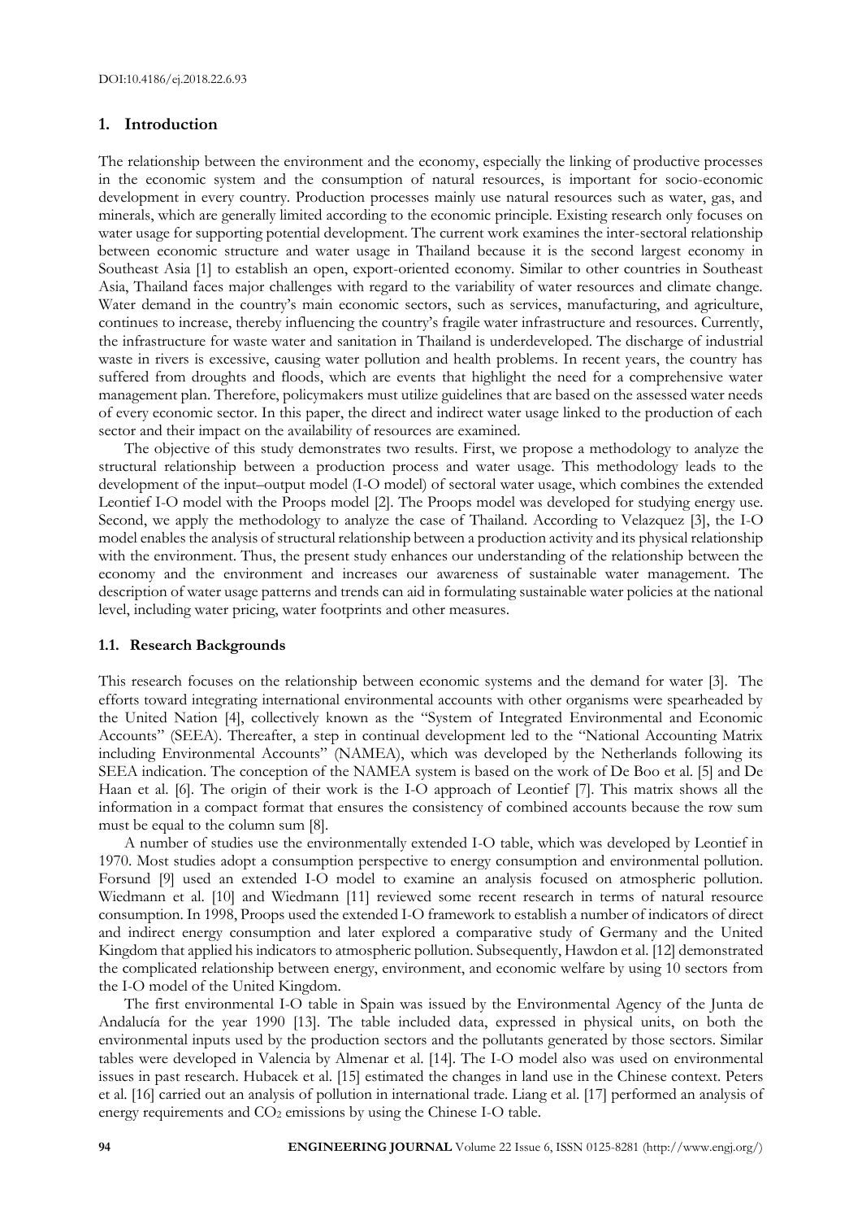## 1. Introduction

The relationship between the environment and the economy, especially the linking of productive processes in the economic system and the consumption of natural resources, is important for socio-economic development in every country. Production processes mainly use natural resources such as water, gas, and minerals, which are generally limited according to the economic principle. Existing research only focuses on water usage for supporting potential development. The current work examines the inter-sectoral relationship between economic structure and water usage in Thailand because it is the second largest economy in Southeast Asia [1] to establish an open, export-oriented economy. Similar to other countries in Southeast Asia, Thailand faces major challenges with regard to the variability of water resources and climate change. Water demand in the country's main economic sectors, such as services, manufacturing, and agriculture, continues to increase, thereby influencing the country's fragile water infrastructure and resources. Currently, the infrastructure for waste water and sanitation in Thailand is underdeveloped. The discharge of industrial waste in rivers is excessive, causing water pollution and health problems. In recent years, the country has suffered from droughts and floods, which are events that highlight the need for a comprehensive water management plan. Therefore, policymakers must utilize guidelines that are based on the assessed water needs of every economic sector. In this paper, the direct and indirect water usage linked to the production of each sector and their impact on the availability of resources are examined.

The objective of this study demonstrates two results. First, we propose a methodology to analyze the structural relationship between a production process and water usage. This methodology leads to the development of the input–output model (I-O model) of sectoral water usage, which combines the extended Leontief I-O model with the Proops model [2]. The Proops model was developed for studying energy use. Second, we apply the methodology to analyze the case of Thailand. According to Velazquez [3], the I-O model enables the analysis of structural relationship between a production activity and its physical relationship with the environment. Thus, the present study enhances our understanding of the relationship between the economy and the environment and increases our awareness of sustainable water management. The description of water usage patterns and trends can aid in formulating sustainable water policies at the national level, including water pricing, water footprints and other measures.

### 1.1. Research Backgrounds

This research focuses on the relationship between economic systems and the demand for water [3]. The efforts toward integrating international environmental accounts with other organisms were spearheaded by the United Nation [4], collectively known as the "System of Integrated Environmental and Economic Accounts" (SEEA). Thereafter, a step in continual development led to the "National Accounting Matrix including Environmental Accounts" (NAMEA), which was developed by the Netherlands following its SEEA indication. The conception of the NAMEA system is based on the work of De Boo et al. [5] and De Haan et al. [6]. The origin of their work is the I-O approach of Leontief [7]. This matrix shows all the information in a compact format that ensures the consistency of combined accounts because the row sum must be equal to the column sum [8].

A number of studies use the environmentally extended I-O table, which was developed by Leontief in 1970. Most studies adopt a consumption perspective to energy consumption and environmental pollution. Forsund [9] used an extended I-O model to examine an analysis focused on atmospheric pollution. Wiedmann et al. [10] and Wiedmann [11] reviewed some recent research in terms of natural resource consumption. In 1998, Proops used the extended I-O framework to establish a number of indicators of direct and indirect energy consumption and later explored a comparative study of Germany and the United Kingdom that applied his indicators to atmospheric pollution. Subsequently, Hawdon et al. [12] demonstrated the complicated relationship between energy, environment, and economic welfare by using 10 sectors from the I-O model of the United Kingdom.

The first environmental I-O table in Spain was issued by the Environmental Agency of the Junta de Andalucía for the year 1990 [13]. The table included data, expressed in physical units, on both the environmental inputs used by the production sectors and the pollutants generated by those sectors. Similar tables were developed in Valencia by Almenar et al. [14]. The I-O model also was used on environmental issues in past research. Hubacek et al. [15] estimated the changes in land use in the Chinese context. Peters et al. [16] carried out an analysis of pollution in international trade. Liang et al. [17] performed an analysis of energy requirements and $CO_2$ emissions by using the Chinese I-O table.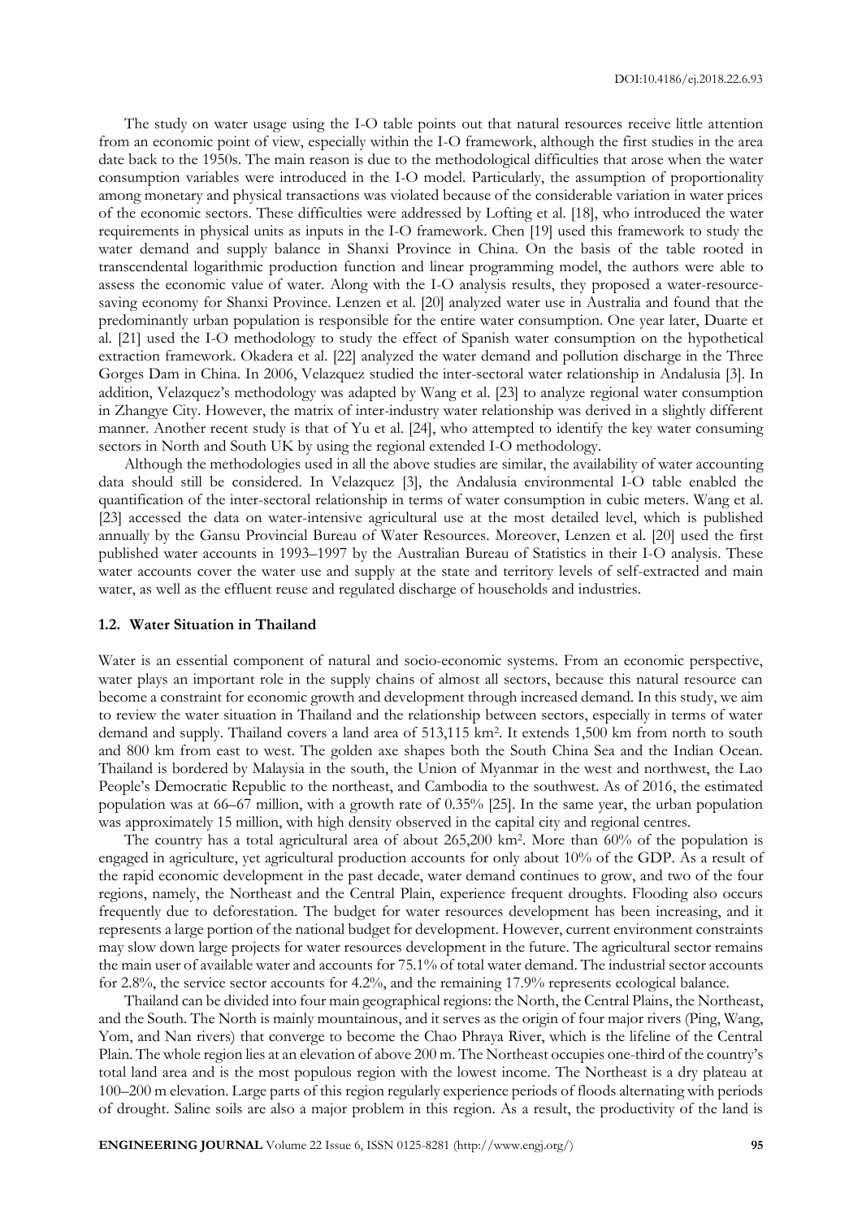The study on water usage using the I-O table points out that natural resources receive little attention from an economic point of view, especially within the I-O framework, although the first studies in the area date back to the 1950s. The main reason is due to the methodological difficulties that arose when the water consumption variables were introduced in the I-O model. Particularly, the assumption of proportionality among monetary and physical transactions was violated because of the considerable variation in water prices of the economic sectors. These difficulties were addressed by Lofting et al. [18], who introduced the water requirements in physical units as inputs in the I-O framework. Chen [19] used this framework to study the water demand and supply balance in Shanxi Province in China. On the basis of the table rooted in transcendental logarithmic production function and linear programming model, the authors were able to assess the economic value of water. Along with the I-O analysis results, they proposed a water-resource-saving economy for Shanxi Province. Lenzen et al. [20] analyzed water use in Australia and found that the predominantly urban population is responsible for the entire water consumption. One year later, Duarte et al. [21] used the I-O methodology to study the effect of Spanish water consumption on the hypothetical extraction framework. Okadera et al. [22] analyzed the water demand and pollution discharge in the Three Gorges Dam in China. In 2006, Velazquez studied the inter-sectoral water relationship in Andalusia [3]. In addition, Velazquez's methodology was adapted by Wang et al. [23] to analyze regional water consumption in Zhangye City. However, the matrix of inter-industry water relationship was derived in a slightly different manner. Another recent study is that of Yu et al. [24], who attempted to identify the key water consuming sectors in North and South UK by using the regional extended I-O methodology.

Although the methodologies used in all the above studies are similar, the availability of water accounting data should still be considered. In Velazquez [3], the Andalusia environmental I-O table enabled the quantification of the inter-sectoral relationship in terms of water consumption in cubic meters. Wang et al. [23] accessed the data on water-intensive agricultural use at the most detailed level, which is published annually by the Gansu Provincial Bureau of Water Resources. Moreover, Lenzen et al. [20] used the first published water accounts in 1993–1997 by the Australian Bureau of Statistics in their I-O analysis. These water accounts cover the water use and supply at the state and territory levels of self-extracted and main water, as well as the effluent reuse and regulated discharge of households and industries.

### 1.2. Water Situation in Thailand

Water is an essential component of natural and socio-economic systems. From an economic perspective, water plays an important role in the supply chains of almost all sectors, because this natural resource can become a constraint for economic growth and development through increased demand. In this study, we aim to review the water situation in Thailand and the relationship between sectors, especially in terms of water demand and supply. Thailand covers a land area of 513,115 km². It extends 1,500 km from north to south and 800 km from east to west. The golden axe shapes both the South China Sea and the Indian Ocean. Thailand is bordered by Malaysia in the south, the Union of Myanmar in the west and northwest, the Lao People's Democratic Republic to the northeast, and Cambodia to the southwest. As of 2016, the estimated population was at 66–67 million, with a growth rate of 0.35% [25]. In the same year, the urban population was approximately 15 million, with high density observed in the capital city and regional centres.

The country has a total agricultural area of about 265,200 km². More than 60% of the population is engaged in agriculture, yet agricultural production accounts for only about 10% of the GDP. As a result of the rapid economic development in the past decade, water demand continues to grow, and two of the four regions, namely, the Northeast and the Central Plain, experience frequent droughts. Flooding also occurs frequently due to deforestation. The budget for water resources development has been increasing, and it represents a large portion of the national budget for development. However, current environment constraints may slow down large projects for water resources development in the future. The agricultural sector remains the main user of available water and accounts for 75.1% of total water demand. The industrial sector accounts for 2.8%, the service sector accounts for 4.2%, and the remaining 17.9% represents ecological balance.

Thailand can be divided into four main geographical regions: the North, the Central Plains, the Northeast, and the South. The North is mainly mountainous, and it serves as the origin of four major rivers (Ping, Wang, Yom, and Nan rivers) that converge to become the Chao Phraya River, which is the lifeline of the Central Plain. The whole region lies at an elevation of above 200 m. The Northeast occupies one-third of the country's total land area and is the most populous region with the lowest income. The Northeast is a dry plateau at 100–200 m elevation. Large parts of this region regularly experience periods of floods alternating with periods of drought. Saline soils are also a major problem in this region. As a result, the productivity of the land is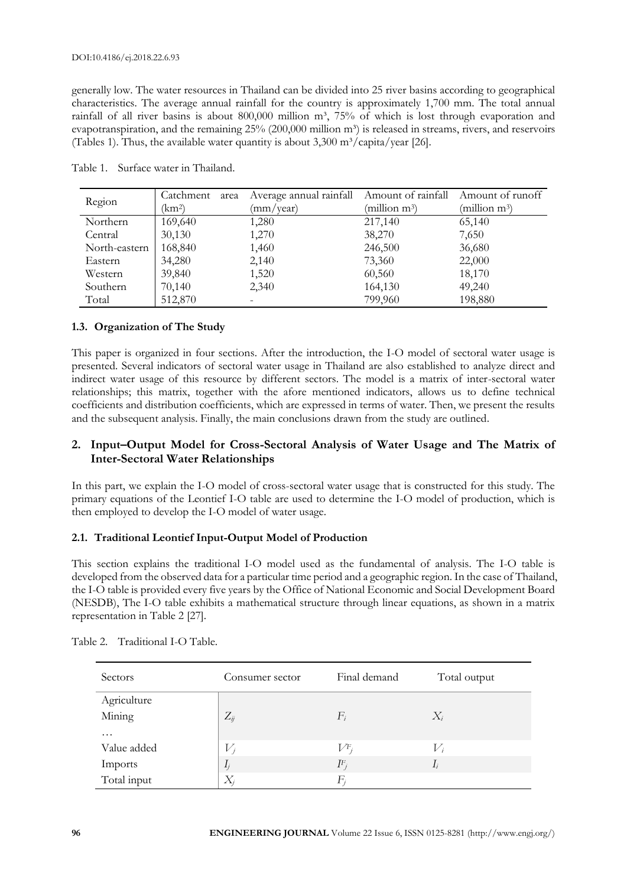generally low. The water resources in Thailand can be divided into 25 river basins according to geographical characteristics. The average annual rainfall for the country is approximately 1,700 mm. The total annual rainfall of all river basins is about 800,000 million m³, 75% of which is lost through evaporation and evapotranspiration, and the remaining 25% (200,000 million m³) is released in streams, rivers, and reservoirs (Tables 1). Thus, the available water quantity is about 3,300 m³/capita/year [26].

Table 1. Surface water in Thailand.

| Region | Catchment area (km²) | Average annual rainfall (mm/year) | Amount of rainfall (million m³) | Amount of runoff (million m³) |
|---|---|---|---|---|
| Northern | 169,640 | 1,280 | 217,140 | 65,140 |
| Central | 30,130 | 1,270 | 38,270 | 7,650 |
| North-eastern | 168,840 | 1,460 | 246,500 | 36,680 |
| Eastern | 34,280 | 2,140 | 73,360 | 22,000 |
| Western | 39,840 | 1,520 | 60,560 | 18,170 |
| Southern | 70,140 | 2,340 | 164,130 | 49,240 |
| Total | 512,870 | - | 799,960 | 198,880 |

### 1.3. Organization of The Study

This paper is organized in four sections. After the introduction, the I-O model of sectoral water usage is presented. Several indicators of sectoral water usage in Thailand are also established to analyze direct and indirect water usage of this resource by different sectors. The model is a matrix of inter-sectoral water relationships; this matrix, together with the afore mentioned indicators, allows us to define technical coefficients and distribution coefficients, which are expressed in terms of water. Then, we present the results and the subsequent analysis. Finally, the main conclusions drawn from the study are outlined.

## 2. Input–Output Model for Cross-Sectoral Analysis of Water Usage and The Matrix of Inter-Sectoral Water Relationships

In this part, we explain the I-O model of cross-sectoral water usage that is constructed for this study. The primary equations of the Leontief I-O table are used to determine the I-O model of production, which is then employed to develop the I-O model of water usage.

### 2.1. Traditional Leontief Input-Output Model of Production

This section explains the traditional I-O model used as the fundamental of analysis. The I-O table is developed from the observed data for a particular time period and a geographic region. In the case of Thailand, the I-O table is provided every five years by the Office of National Economic and Social Development Board (NESDB), The I-O table exhibits a mathematical structure through linear equations, as shown in a matrix representation in Table 2 [27].

Table 2. Traditional I-O Table.

| Sectors | Consumer sector | Final demand | Total output |
|---|---|---|---|
| Agriculture<br>Mining<br>… | $Z_{ij}$ | $F_i$ | $X_i$ |
| Value added | $V_j$ | $V^F_j$ | $V_i$ |
| Imports | $I_j$ | $I^F_j$ | $I_i$ |
| Total input | $X_j$ | $F_j$ | |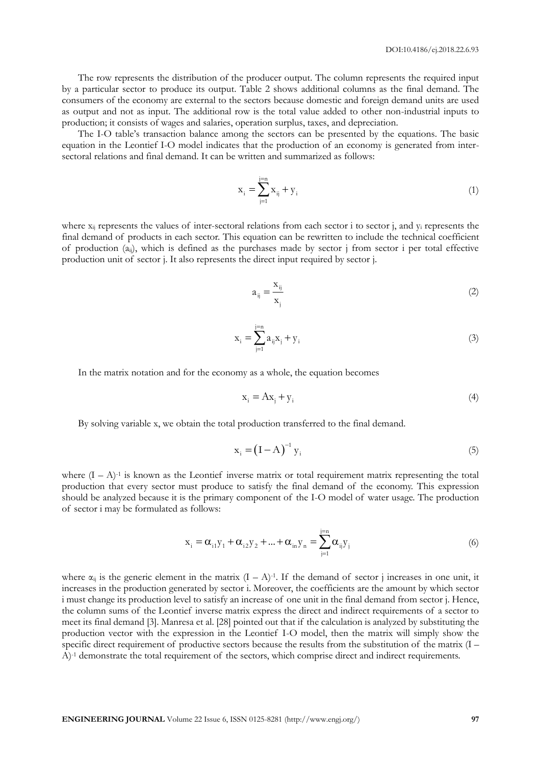The row represents the distribution of the producer output. The column represents the required input by a particular sector to produce its output. Table 2 shows additional columns as the final demand. The consumers of the economy are external to the sectors because domestic and foreign demand units are used as output and not as input. The additional row is the total value added to other non-industrial inputs to production; it consists of wages and salaries, operation surplus, taxes, and depreciation.

The I-O table's transaction balance among the sectors can be presented by the equations. The basic equation in the Leontief I-O model indicates that the production of an economy is generated from inter-sectoral relations and final demand. It can be written and summarized as follows:

$$x_i = \sum_{j=1}^{j=n} x_{ij} + y_i \tag{1}$$

where $x_{ij}$ represents the values of inter-sectoral relations from each sector i to sector j, and $y_i$ represents the final demand of products in each sector. This equation can be rewritten to include the technical coefficient of production ($a_{ij}$), which is defined as the purchases made by sector j from sector i per total effective production unit of sector j. It also represents the direct input required by sector j.

$$a_{ij} = \frac{x_{ij}}{x_j} \tag{2}$$

$$x_i = \sum_{j=1}^{j=n} a_{ij} x_j + y_i \tag{3}$$

In the matrix notation and for the economy as a whole, the equation becomes

$$x_i = Ax_j + y_i \tag{4}$$

By solving variable x, we obtain the total production transferred to the final demand.

$$x_i = (I - A)^{-1} y_i \tag{5}$$

where $(I - A)^{-1}$ is known as the Leontief inverse matrix or total requirement matrix representing the total production that every sector must produce to satisfy the final demand of the economy. This expression should be analyzed because it is the primary component of the I-O model of water usage. The production of sector i may be formulated as follows:

$$x_i = \alpha_{i1} y_1 + \alpha_{i2} y_2 + \dots + \alpha_{in} y_n = \sum_{j=1}^{j=n} \alpha_{ij} y_j \tag{6}$$

where $\alpha_{ij}$ is the generic element in the matrix $(I - A)^{-1}$. If the demand of sector j increases in one unit, it increases in the production generated by sector i. Moreover, the coefficients are the amount by which sector i must change its production level to satisfy an increase of one unit in the final demand from sector j. Hence, the column sums of the Leontief inverse matrix express the direct and indirect requirements of a sector to meet its final demand [3]. Manresa et al. [28] pointed out that if the calculation is analyzed by substituting the production vector with the expression in the Leontief I-O model, then the matrix will simply show the specific direct requirement of productive sectors because the results from the substitution of the matrix $(I - A)^{-1}$ demonstrate the total requirement of the sectors, which comprise direct and indirect requirements.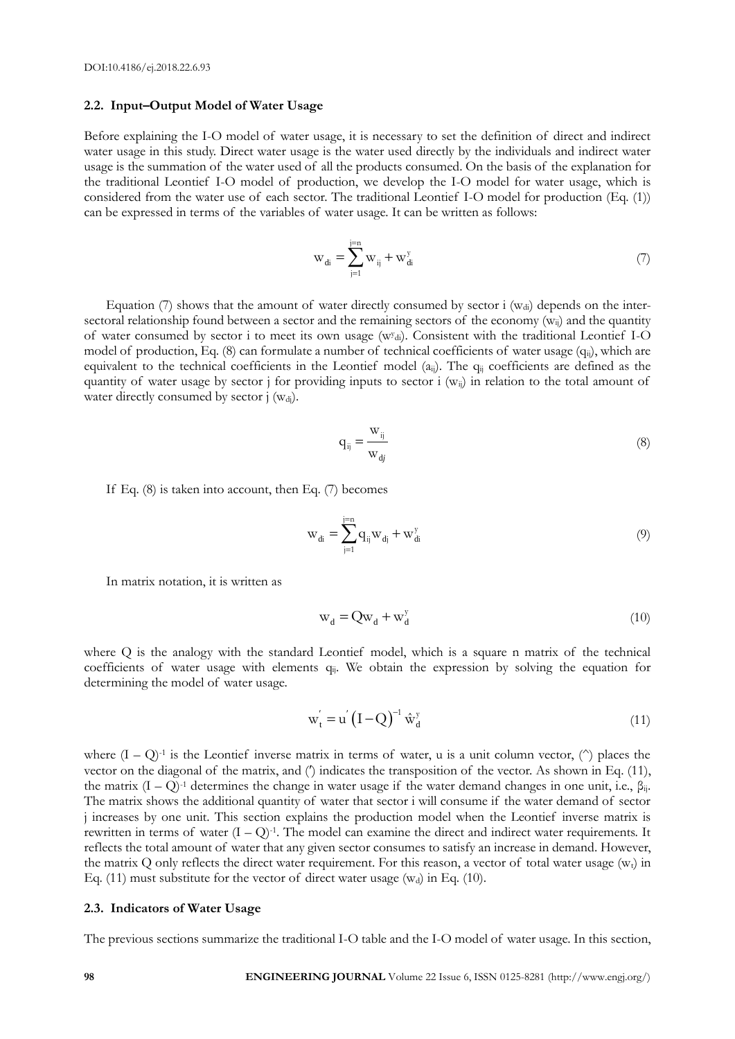### 2.2. Input–Output Model of Water Usage

Before explaining the I-O model of water usage, it is necessary to set the definition of direct and indirect water usage in this study. Direct water usage is the water used directly by the individuals and indirect water usage is the summation of the water used of all the products consumed. On the basis of the explanation for the traditional Leontief I-O model of production, we develop the I-O model for water usage, which is considered from the water use of each sector. The traditional Leontief I-O model for production (Eq. (1)) can be expressed in terms of the variables of water usage. It can be written as follows:

$$w_{di} = \sum_{j=1}^{j=n} w_{ij} + w_{di}^{y} \tag{7}$$

Equation (7) shows that the amount of water directly consumed by sector i ($w_{di}$) depends on the inter-sectoral relationship found between a sector and the remaining sectors of the economy ($w_{ij}$) and the quantity of water consumed by sector i to meet its own usage ($w^{y}_{di}$). Consistent with the traditional Leontief I-O model of production, Eq. (8) can formulate a number of technical coefficients of water usage ($q_{ij}$), which are equivalent to the technical coefficients in the Leontief model ($a_{ij}$). The $q_{ij}$ coefficients are defined as the quantity of water usage by sector j for providing inputs to sector i ($w_{ij}$) in relation to the total amount of water directly consumed by sector j ($w_{dj}$).

$$q_{ij} = \frac{w_{ij}}{w_{dj}} \tag{8}$$

If Eq. (8) is taken into account, then Eq. (7) becomes

$$w_{di} = \sum_{j=1}^{j=n} q_{ij} w_{dj} + w_{di}^{y} \tag{9}$$

In matrix notation, it is written as

$$w_{d} = Q w_{d} + w_{d}^{y} \tag{10}$$

where Q is the analogy with the standard Leontief model, which is a square n matrix of the technical coefficients of water usage with elements $q_{ij}$. We obtain the expression by solving the equation for determining the model of water usage.

$$w_{t}' = u' \left(I - Q\right)^{-1} \hat{w}_{d}^{y} \tag{11}$$

where $(I - Q)^{-1}$ is the Leontief inverse matrix in terms of water, u is a unit column vector, (^) places the vector on the diagonal of the matrix, and (′) indicates the transposition of the vector. As shown in Eq. (11), the matrix $(I - Q)^{-1}$ determines the change in water usage if the water demand changes in one unit, i.e., $\beta_{ij}$. The matrix shows the additional quantity of water that sector i will consume if the water demand of sector j increases by one unit. This section explains the production model when the Leontief inverse matrix is rewritten in terms of water $(I - Q)^{-1}$. The model can examine the direct and indirect water requirements. It reflects the total amount of water that any given sector consumes to satisfy an increase in demand. However, the matrix Q only reflects the direct water requirement. For this reason, a vector of total water usage ($w_t$) in Eq. (11) must substitute for the vector of direct water usage ($w_d$) in Eq. (10).

### 2.3. Indicators of Water Usage

The previous sections summarize the traditional I-O table and the I-O model of water usage. In this section,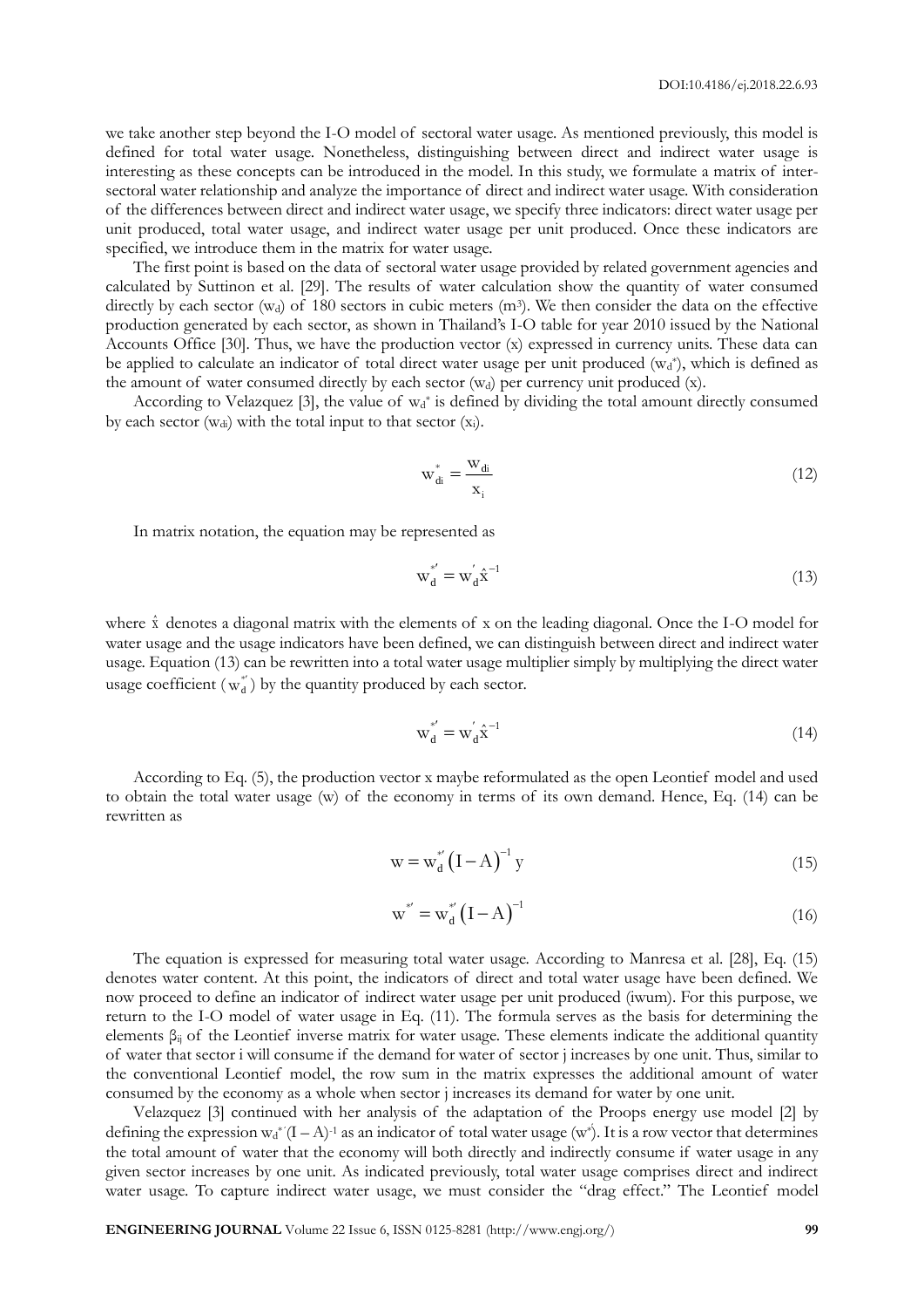we take another step beyond the I-O model of sectoral water usage. As mentioned previously, this model is defined for total water usage. Nonetheless, distinguishing between direct and indirect water usage is interesting as these concepts can be introduced in the model. In this study, we formulate a matrix of inter-sectoral water relationship and analyze the importance of direct and indirect water usage. With consideration of the differences between direct and indirect water usage, we specify three indicators: direct water usage per unit produced, total water usage, and indirect water usage per unit produced. Once these indicators are specified, we introduce them in the matrix for water usage.

The first point is based on the data of sectoral water usage provided by related government agencies and calculated by Suttinon et al. [29]. The results of water calculation show the quantity of water consumed directly by each sector ($w_d$) of 180 sectors in cubic meters ($m^3$). We then consider the data on the effective production generated by each sector, as shown in Thailand's I-O table for year 2010 issued by the National Accounts Office [30]. Thus, we have the production vector (x) expressed in currency units. These data can be applied to calculate an indicator of total direct water usage per unit produced ($w_d^*$), which is defined as the amount of water consumed directly by each sector ($w_d$) per currency unit produced (x).

According to Velazquez [3], the value of $w_d^*$ is defined by dividing the total amount directly consumed by each sector ($w_{di}$) with the total input to that sector ($x_i$).

$$w_{di}^* = \frac{w_{di}}{x_i} \tag{12}$$

In matrix notation, the equation may be represented as

$$w_d^{*\prime} = w_d^{\prime}\hat{x}^{-1} \tag{13}$$

where $\hat{x}$ denotes a diagonal matrix with the elements of x on the leading diagonal. Once the I-O model for water usage and the usage indicators have been defined, we can distinguish between direct and indirect water usage. Equation (13) can be rewritten into a total water usage multiplier simply by multiplying the direct water usage coefficient ($w_d^{*\prime}$) by the quantity produced by each sector.

$$w_d^{*\prime} = w_d^{\prime}\hat{x}^{-1} \tag{14}$$

According to Eq. (5), the production vector x maybe reformulated as the open Leontief model and used to obtain the total water usage (w) of the economy in terms of its own demand. Hence, Eq. (14) can be rewritten as

$$w = w_d^{*\prime}\left(I - A\right)^{-1} y \tag{15}$$

$$w^{*\prime} = w_d^{*\prime}\left(I - A\right)^{-1} \tag{16}$$

The equation is expressed for measuring total water usage. According to Manresa et al. [28], Eq. (15) denotes water content. At this point, the indicators of direct and total water usage have been defined. We now proceed to define an indicator of indirect water usage per unit produced (iwum). For this purpose, we return to the I-O model of water usage in Eq. (11). The formula serves as the basis for determining the elements $\beta_{ij}$ of the Leontief inverse matrix for water usage. These elements indicate the additional quantity of water that sector i will consume if the demand for water of sector j increases by one unit. Thus, similar to the conventional Leontief model, the row sum in the matrix expresses the additional amount of water consumed by the economy as a whole when sector j increases its demand for water by one unit.

Velazquez [3] continued with her analysis of the adaptation of the Proops energy use model [2] by defining the expression $w_d^{*\prime}(I - A)^{-1}$ as an indicator of total water usage ($w^{*\prime}$). It is a row vector that determines the total amount of water that the economy will both directly and indirectly consume if water usage in any given sector increases by one unit. As indicated previously, total water usage comprises direct and indirect water usage. To capture indirect water usage, we must consider the "drag effect." The Leontief model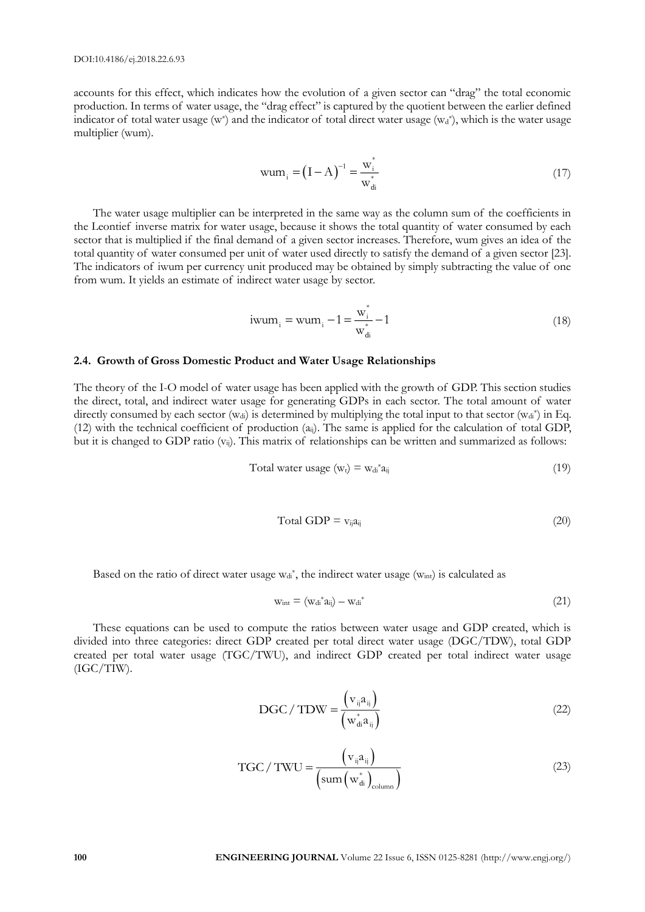accounts for this effect, which indicates how the evolution of a given sector can "drag" the total economic production. In terms of water usage, the "drag effect" is captured by the quotient between the earlier defined indicator of total water usage ($w^*$) and the indicator of total direct water usage ($w_d^*$), which is the water usage multiplier (wum).

$$\text{wum}_i = (I - A)^{-1} = \frac{w_i^*}{w_{di}^*} \tag{17}$$

The water usage multiplier can be interpreted in the same way as the column sum of the coefficients in the Leontief inverse matrix for water usage, because it shows the total quantity of water consumed by each sector that is multiplied if the final demand of a given sector increases. Therefore, wum gives an idea of the total quantity of water consumed per unit of water used directly to satisfy the demand of a given sector [23]. The indicators of iwum per currency unit produced may be obtained by simply subtracting the value of one from wum. It yields an estimate of indirect water usage by sector.

$$\text{iwum}_i = \text{wum}_i - 1 = \frac{w_i^*}{w_{di}^*} - 1 \tag{18}$$

### 2.4. Growth of Gross Domestic Product and Water Usage Relationships

The theory of the I-O model of water usage has been applied with the growth of GDP. This section studies the direct, total, and indirect water usage for generating GDPs in each sector. The total amount of water directly consumed by each sector ($w_{di}$) is determined by multiplying the total input to that sector ($w_{di}^*$) in Eq. (12) with the technical coefficient of production ($a_{ij}$). The same is applied for the calculation of total GDP, but it is changed to GDP ratio ($v_{ij}$). This matrix of relationships can be written and summarized as follows:

$$\text{Total water usage } (w_t) = w_{di}^* a_{ij} \tag{19}$$

$$\text{Total GDP} = v_{ij} a_{ij} \tag{20}$$

Based on the ratio of direct water usage $w_{di}^*$, the indirect water usage ($w_{int}$) is calculated as

$$w_{int} = (w_{di}^* a_{ij}) - w_{di}^* \tag{21}$$

These equations can be used to compute the ratios between water usage and GDP created, which is divided into three categories: direct GDP created per total direct water usage (DGC/TDW), total GDP created per total water usage (TGC/TWU), and indirect GDP created per total indirect water usage (IGC/TIW).

$$\text{DGC / TDW} = \frac{(v_{ij} a_{ij})}{(w_{di}^* a_{ij})} \tag{22}$$

$$\text{TGC / TWU} = \frac{(v_{ij} a_{ij})}{\left(\text{sum}\left(w_{di}^*\right)_{\text{column}}\right)} \tag{23}$$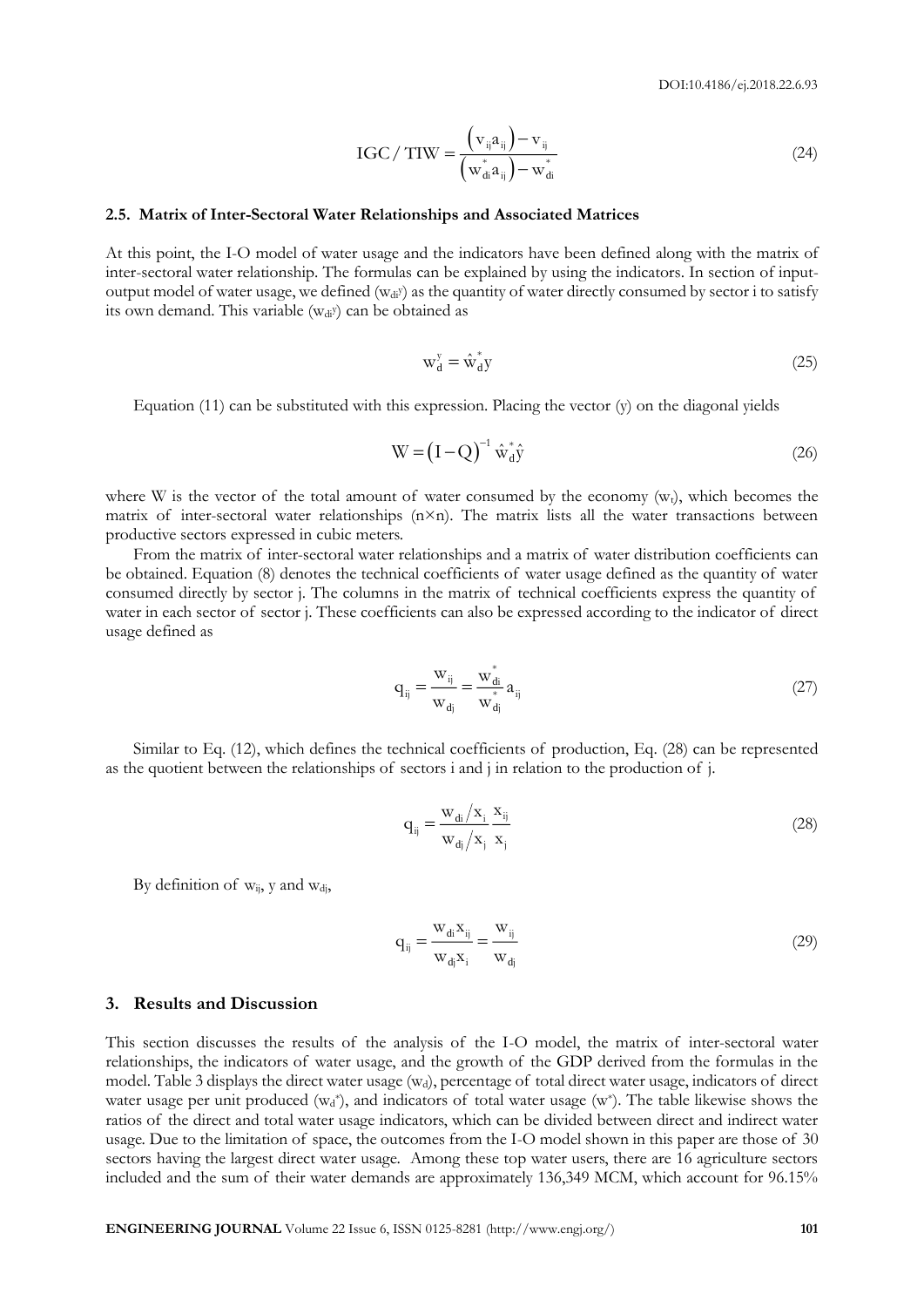$$\mathrm{IGC} / \mathrm{TIW} = \frac{\left(\mathrm{v}_{ij}\mathrm{a}_{ij}\right) - \mathrm{v}_{ij}}{\left(\mathrm{w}^{*}_{di}\mathrm{a}_{ij}\right) - \mathrm{w}^{*}_{di}} \tag{24}$$

### 2.5. Matrix of Inter-Sectoral Water Relationships and Associated Matrices

At this point, the I-O model of water usage and the indicators have been defined along with the matrix of inter-sectoral water relationship. The formulas can be explained by using the indicators. In section of input-output model of water usage, we defined ($w_{di}^{y}$) as the quantity of water directly consumed by sector i to satisfy its own demand. This variable ($w_{di}^{y}$) can be obtained as

$$\mathrm{w}_{\mathrm{d}}^{\mathrm{y}} = \hat{\mathrm{w}}_{\mathrm{d}}^{*}\mathrm{y} \tag{25}$$

Equation (11) can be substituted with this expression. Placing the vector (y) on the diagonal yields

$$\mathrm{W} = \left(\mathrm{I} - \mathrm{Q}\right)^{-1}\hat{\mathrm{w}}_{\mathrm{d}}^{*}\hat{\mathrm{y}} \tag{26}$$

where W is the vector of the total amount of water consumed by the economy ($w_t$), which becomes the matrix of inter-sectoral water relationships (n×n). The matrix lists all the water transactions between productive sectors expressed in cubic meters.

From the matrix of inter-sectoral water relationships and a matrix of water distribution coefficients can be obtained. Equation (8) denotes the technical coefficients of water usage defined as the quantity of water consumed directly by sector j. The columns in the matrix of technical coefficients express the quantity of water in each sector of sector j. These coefficients can also be expressed according to the indicator of direct usage defined as

$$\mathrm{q}_{ij} = \frac{\mathrm{w}_{ij}}{\mathrm{w}_{dj}} = \frac{\mathrm{w}^{*}_{di}}{\mathrm{w}^{*}_{dj}}\mathrm{a}_{ij} \tag{27}$$

Similar to Eq. (12), which defines the technical coefficients of production, Eq. (28) can be represented as the quotient between the relationships of sectors i and j in relation to the production of j.

$$\mathrm{q}_{ij} = \frac{\mathrm{w}_{di}/\mathrm{x}_{i}}{\mathrm{w}_{dj}/\mathrm{x}_{j}}\frac{\mathrm{x}_{ij}}{\mathrm{x}_{j}} \tag{28}$$

By definition of $w_{ij}$, y and $w_{dj}$,

$$\mathrm{q}_{ij} = \frac{\mathrm{w}_{di}\mathrm{x}_{ij}}{\mathrm{w}_{dj}\mathrm{x}_{i}} = \frac{\mathrm{w}_{ij}}{\mathrm{w}_{dj}} \tag{29}$$

## 3. Results and Discussion

This section discusses the results of the analysis of the I-O model, the matrix of inter-sectoral water relationships, the indicators of water usage, and the growth of the GDP derived from the formulas in the model. Table 3 displays the direct water usage ($w_d$), percentage of total direct water usage, indicators of direct water usage per unit produced ($w_d^*$), and indicators of total water usage ($w^*$). The table likewise shows the ratios of the direct and total water usage indicators, which can be divided between direct and indirect water usage. Due to the limitation of space, the outcomes from the I-O model shown in this paper are those of 30 sectors having the largest direct water usage. Among these top water users, there are 16 agriculture sectors included and the sum of their water demands are approximately 136,349 MCM, which account for 96.15%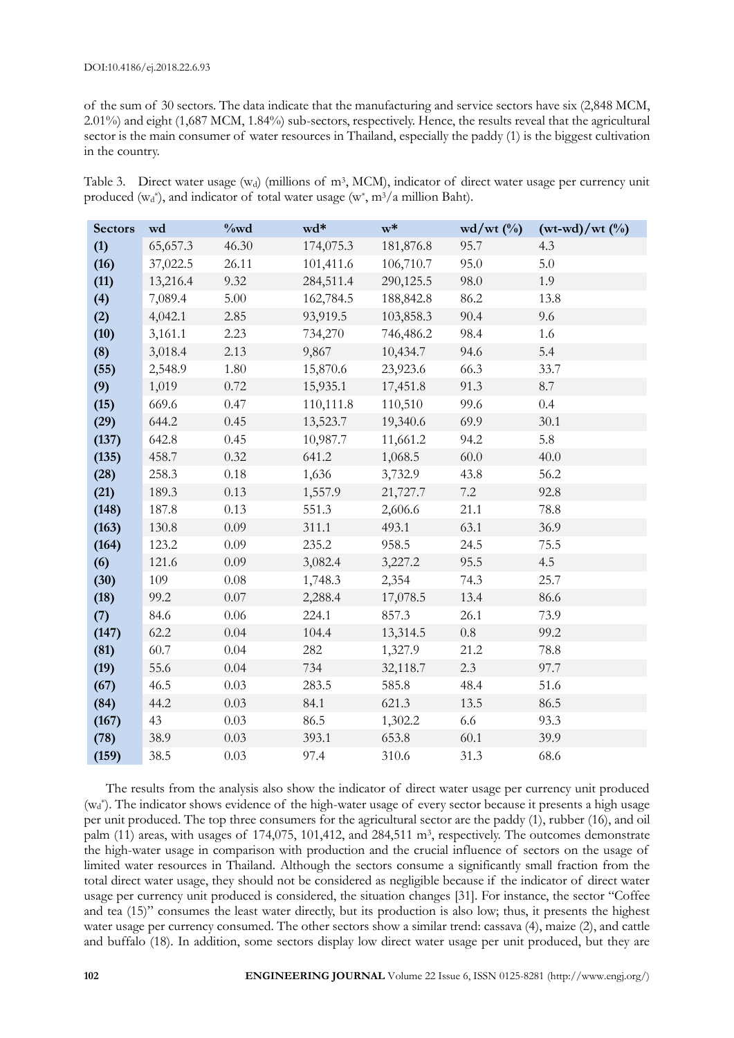of the sum of 30 sectors. The data indicate that the manufacturing and service sectors have six (2,848 MCM, 2.01%) and eight (1,687 MCM, 1.84%) sub-sectors, respectively. Hence, the results reveal that the agricultural sector is the main consumer of water resources in Thailand, especially the paddy (1) is the biggest cultivation in the country.

Table 3. Direct water usage ($w_d$) (millions of m$^3$, MCM), indicator of direct water usage per currency unit produced ($w_d^*$), and indicator of total water usage ($w^*$, m$^3$/a million Baht).

| Sectors | wd | %wd | wd* | w* | wd/wt (%) | (wt-wd)/wt (%) |
|---|---|---|---|---|---|---|
| **(1)** | 65,657.3 | 46.30 | 174,075.3 | 181,876.8 | 95.7 | 4.3 |
| **(16)** | 37,022.5 | 26.11 | 101,411.6 | 106,710.7 | 95.0 | 5.0 |
| **(11)** | 13,216.4 | 9.32 | 284,511.4 | 290,125.5 | 98.0 | 1.9 |
| **(4)** | 7,089.4 | 5.00 | 162,784.5 | 188,842.8 | 86.2 | 13.8 |
| **(2)** | 4,042.1 | 2.85 | 93,919.5 | 103,858.3 | 90.4 | 9.6 |
| **(10)** | 3,161.1 | 2.23 | 734,270 | 746,486.2 | 98.4 | 1.6 |
| **(8)** | 3,018.4 | 2.13 | 9,867 | 10,434.7 | 94.6 | 5.4 |
| **(55)** | 2,548.9 | 1.80 | 15,870.6 | 23,923.6 | 66.3 | 33.7 |
| **(9)** | 1,019 | 0.72 | 15,935.1 | 17,451.8 | 91.3 | 8.7 |
| **(15)** | 669.6 | 0.47 | 110,111.8 | 110,510 | 99.6 | 0.4 |
| **(29)** | 644.2 | 0.45 | 13,523.7 | 19,340.6 | 69.9 | 30.1 |
| **(137)** | 642.8 | 0.45 | 10,987.7 | 11,661.2 | 94.2 | 5.8 |
| **(135)** | 458.7 | 0.32 | 641.2 | 1,068.5 | 60.0 | 40.0 |
| **(28)** | 258.3 | 0.18 | 1,636 | 3,732.9 | 43.8 | 56.2 |
| **(21)** | 189.3 | 0.13 | 1,557.9 | 21,727.7 | 7.2 | 92.8 |
| **(148)** | 187.8 | 0.13 | 551.3 | 2,606.6 | 21.1 | 78.8 |
| **(163)** | 130.8 | 0.09 | 311.1 | 493.1 | 63.1 | 36.9 |
| **(164)** | 123.2 | 0.09 | 235.2 | 958.5 | 24.5 | 75.5 |
| **(6)** | 121.6 | 0.09 | 3,082.4 | 3,227.2 | 95.5 | 4.5 |
| **(30)** | 109 | 0.08 | 1,748.3 | 2,354 | 74.3 | 25.7 |
| **(18)** | 99.2 | 0.07 | 2,288.4 | 17,078.5 | 13.4 | 86.6 |
| **(7)** | 84.6 | 0.06 | 224.1 | 857.3 | 26.1 | 73.9 |
| **(147)** | 62.2 | 0.04 | 104.4 | 13,314.5 | 0.8 | 99.2 |
| **(81)** | 60.7 | 0.04 | 282 | 1,327.9 | 21.2 | 78.8 |
| **(19)** | 55.6 | 0.04 | 734 | 32,118.7 | 2.3 | 97.7 |
| **(67)** | 46.5 | 0.03 | 283.5 | 585.8 | 48.4 | 51.6 |
| **(84)** | 44.2 | 0.03 | 84.1 | 621.3 | 13.5 | 86.5 |
| **(167)** | 43 | 0.03 | 86.5 | 1,302.2 | 6.6 | 93.3 |
| **(78)** | 38.9 | 0.03 | 393.1 | 653.8 | 60.1 | 39.9 |
| **(159)** | 38.5 | 0.03 | 97.4 | 310.6 | 31.3 | 68.6 |

The results from the analysis also show the indicator of direct water usage per currency unit produced ($w_d^*$). The indicator shows evidence of the high-water usage of every sector because it presents a high usage per unit produced. The top three consumers for the agricultural sector are the paddy (1), rubber (16), and oil palm (11) areas, with usages of 174,075, 101,412, and 284,511 m$^3$, respectively. The outcomes demonstrate the high-water usage in comparison with production and the crucial influence of sectors on the usage of limited water resources in Thailand. Although the sectors consume a significantly small fraction from the total direct water usage, they should not be considered as negligible because if the indicator of direct water usage per currency unit produced is considered, the situation changes [31]. For instance, the sector "Coffee and tea (15)" consumes the least water directly, but its production is also low; thus, it presents the highest water usage per currency consumed. The other sectors show a similar trend: cassava (4), maize (2), and cattle and buffalo (18). In addition, some sectors display low direct water usage per unit produced, but they are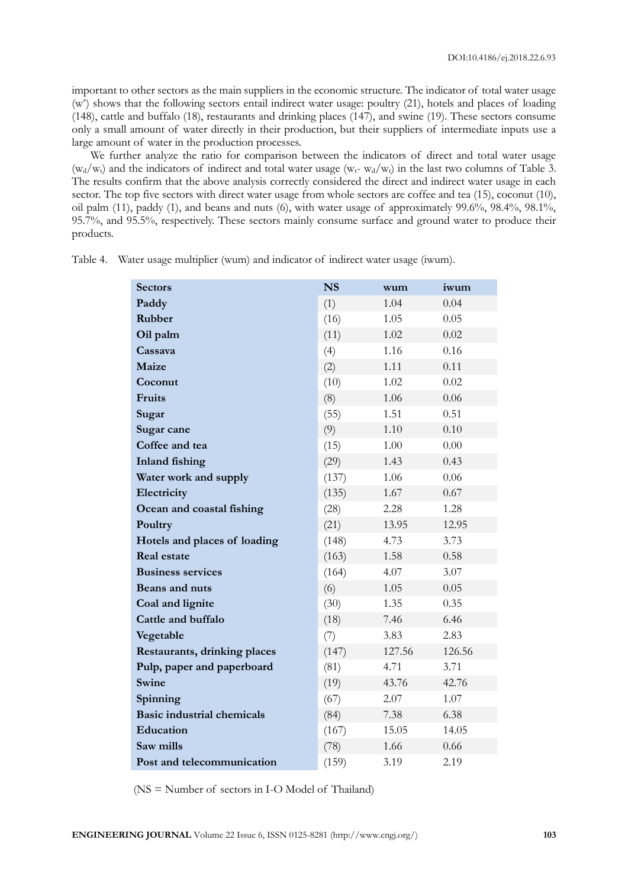important to other sectors as the main suppliers in the economic structure. The indicator of total water usage ($w^*$) shows that the following sectors entail indirect water usage: poultry (21), hotels and places of loading (148), cattle and buffalo (18), restaurants and drinking places (147), and swine (19). These sectors consume only a small amount of water directly in their production, but their suppliers of intermediate inputs use a large amount of water in the production processes.

We further analyze the ratio for comparison between the indicators of direct and total water usage ($w_d/w_t$) and the indicators of indirect and total water usage ($w_t$- $w_d/w_t$) in the last two columns of Table 3. The results confirm that the above analysis correctly considered the direct and indirect water usage in each sector. The top five sectors with direct water usage from whole sectors are coffee and tea (15), coconut (10), oil palm (11), paddy (1), and beans and nuts (6), with water usage of approximately 99.6%, 98.4%, 98.1%, 95.7%, and 95.5%, respectively. These sectors mainly consume surface and ground water to produce their products.

Table 4. Water usage multiplier (wum) and indicator of indirect water usage (iwum).

| Sectors | NS | wum | iwum |
|---|---|---|---|
| **Paddy** | (1) | 1.04 | 0.04 |
| **Rubber** | (16) | 1.05 | 0.05 |
| **Oil palm** | (11) | 1.02 | 0.02 |
| **Cassava** | (4) | 1.16 | 0.16 |
| **Maize** | (2) | 1.11 | 0.11 |
| **Coconut** | (10) | 1.02 | 0.02 |
| **Fruits** | (8) | 1.06 | 0.06 |
| **Sugar** | (55) | 1.51 | 0.51 |
| **Sugar cane** | (9) | 1.10 | 0.10 |
| **Coffee and tea** | (15) | 1.00 | 0.00 |
| **Inland fishing** | (29) | 1.43 | 0.43 |
| **Water work and supply** | (137) | 1.06 | 0.06 |
| **Electricity** | (135) | 1.67 | 0.67 |
| **Ocean and coastal fishing** | (28) | 2.28 | 1.28 |
| **Poultry** | (21) | 13.95 | 12.95 |
| **Hotels and places of loading** | (148) | 4.73 | 3.73 |
| **Real estate** | (163) | 1.58 | 0.58 |
| **Business services** | (164) | 4.07 | 3.07 |
| **Beans and nuts** | (6) | 1.05 | 0.05 |
| **Coal and lignite** | (30) | 1.35 | 0.35 |
| **Cattle and buffalo** | (18) | 7.46 | 6.46 |
| **Vegetable** | (7) | 3.83 | 2.83 |
| **Restaurants, drinking places** | (147) | 127.56 | 126.56 |
| **Pulp, paper and paperboard** | (81) | 4.71 | 3.71 |
| **Swine** | (19) | 43.76 | 42.76 |
| **Spinning** | (67) | 2.07 | 1.07 |
| **Basic industrial chemicals** | (84) | 7.38 | 6.38 |
| **Education** | (167) | 15.05 | 14.05 |
| **Saw mills** | (78) | 1.66 | 0.66 |
| **Post and telecommunication** | (159) | 3.19 | 2.19 |

(NS = Number of sectors in I-O Model of Thailand)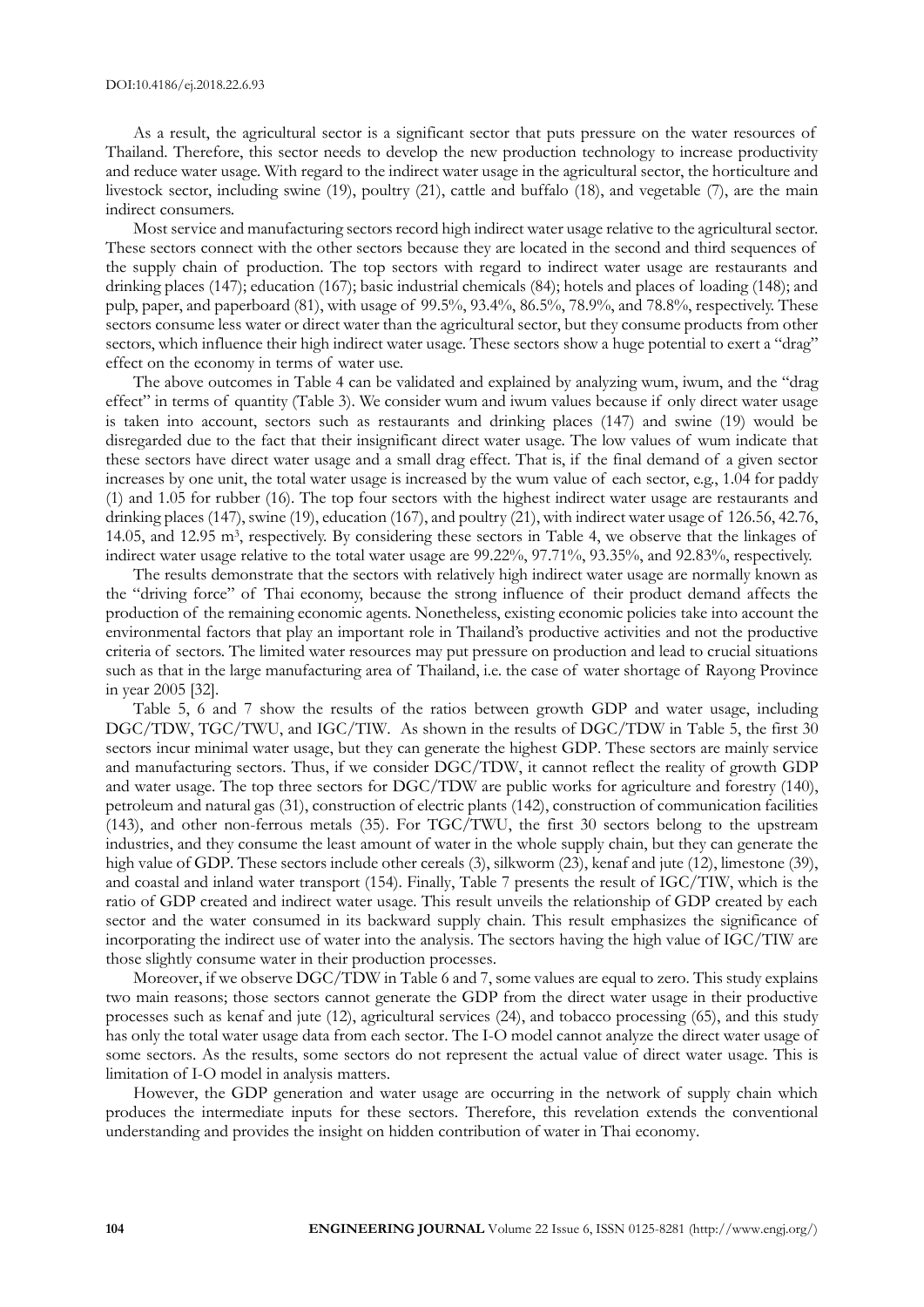As a result, the agricultural sector is a significant sector that puts pressure on the water resources of Thailand. Therefore, this sector needs to develop the new production technology to increase productivity and reduce water usage. With regard to the indirect water usage in the agricultural sector, the horticulture and livestock sector, including swine (19), poultry (21), cattle and buffalo (18), and vegetable (7), are the main indirect consumers.

Most service and manufacturing sectors record high indirect water usage relative to the agricultural sector. These sectors connect with the other sectors because they are located in the second and third sequences of the supply chain of production. The top sectors with regard to indirect water usage are restaurants and drinking places (147); education (167); basic industrial chemicals (84); hotels and places of loading (148); and pulp, paper, and paperboard (81), with usage of 99.5%, 93.4%, 86.5%, 78.9%, and 78.8%, respectively. These sectors consume less water or direct water than the agricultural sector, but they consume products from other sectors, which influence their high indirect water usage. These sectors show a huge potential to exert a "drag" effect on the economy in terms of water use.

The above outcomes in Table 4 can be validated and explained by analyzing wum, iwum, and the "drag effect" in terms of quantity (Table 3). We consider wum and iwum values because if only direct water usage is taken into account, sectors such as restaurants and drinking places (147) and swine (19) would be disregarded due to the fact that their insignificant direct water usage. The low values of wum indicate that these sectors have direct water usage and a small drag effect. That is, if the final demand of a given sector increases by one unit, the total water usage is increased by the wum value of each sector, e.g., 1.04 for paddy (1) and 1.05 for rubber (16). The top four sectors with the highest indirect water usage are restaurants and drinking places (147), swine (19), education (167), and poultry (21), with indirect water usage of 126.56, 42.76, 14.05, and 12.95 $m^3$, respectively. By considering these sectors in Table 4, we observe that the linkages of indirect water usage relative to the total water usage are 99.22%, 97.71%, 93.35%, and 92.83%, respectively.

The results demonstrate that the sectors with relatively high indirect water usage are normally known as the "driving force" of Thai economy, because the strong influence of their product demand affects the production of the remaining economic agents. Nonetheless, existing economic policies take into account the environmental factors that play an important role in Thailand's productive activities and not the productive criteria of sectors. The limited water resources may put pressure on production and lead to crucial situations such as that in the large manufacturing area of Thailand, i.e. the case of water shortage of Rayong Province in year 2005 [32].

Table 5, 6 and 7 show the results of the ratios between growth GDP and water usage, including DGC/TDW, TGC/TWU, and IGC/TIW. As shown in the results of DGC/TDW in Table 5, the first 30 sectors incur minimal water usage, but they can generate the highest GDP. These sectors are mainly service and manufacturing sectors. Thus, if we consider DGC/TDW, it cannot reflect the reality of growth GDP and water usage. The top three sectors for DGC/TDW are public works for agriculture and forestry (140), petroleum and natural gas (31), construction of electric plants (142), construction of communication facilities (143), and other non-ferrous metals (35). For TGC/TWU, the first 30 sectors belong to the upstream industries, and they consume the least amount of water in the whole supply chain, but they can generate the high value of GDP. These sectors include other cereals (3), silkworm (23), kenaf and jute (12), limestone (39), and coastal and inland water transport (154). Finally, Table 7 presents the result of IGC/TIW, which is the ratio of GDP created and indirect water usage. This result unveils the relationship of GDP created by each sector and the water consumed in its backward supply chain. This result emphasizes the significance of incorporating the indirect use of water into the analysis. The sectors having the high value of IGC/TIW are those slightly consume water in their production processes.

Moreover, if we observe DGC/TDW in Table 6 and 7, some values are equal to zero. This study explains two main reasons; those sectors cannot generate the GDP from the direct water usage in their productive processes such as kenaf and jute (12), agricultural services (24), and tobacco processing (65), and this study has only the total water usage data from each sector. The I-O model cannot analyze the direct water usage of some sectors. As the results, some sectors do not represent the actual value of direct water usage. This is limitation of I-O model in analysis matters.

However, the GDP generation and water usage are occurring in the network of supply chain which produces the intermediate inputs for these sectors. Therefore, this revelation extends the conventional understanding and provides the insight on hidden contribution of water in Thai economy.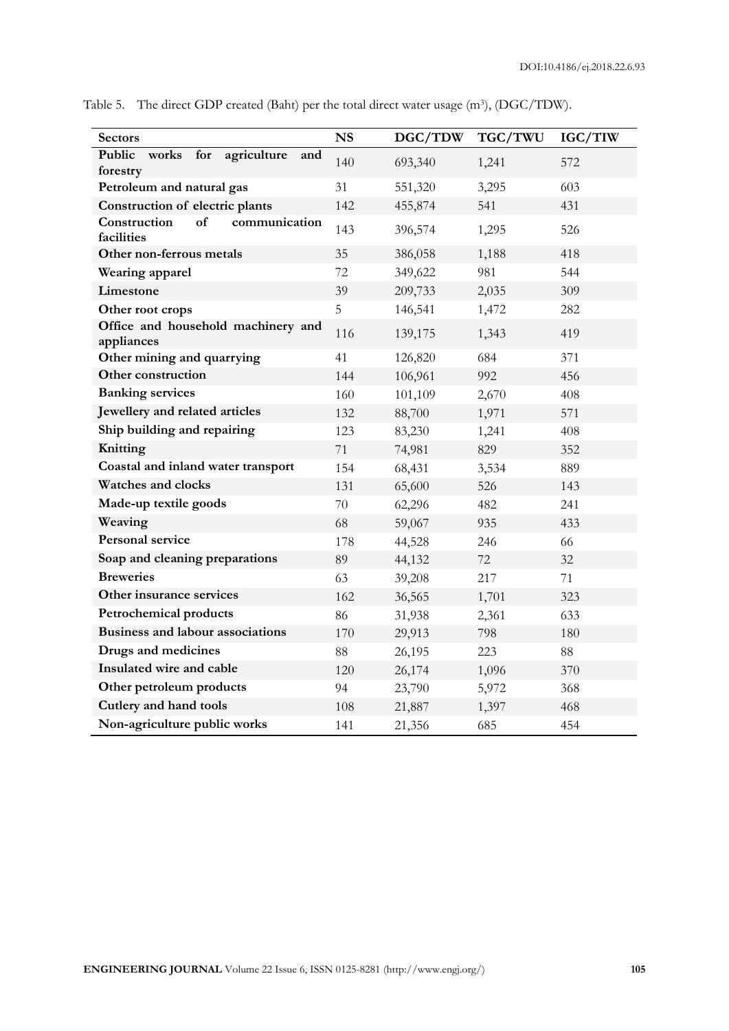Table 5. The direct GDP created (Baht) per the total direct water usage ($m^3$), (DGC/TDW).

| Sectors | NS | DGC/TDW | TGC/TWU | IGC/TIW |
|---|---|---|---|---|
| Public works for agriculture and forestry | 140 | 693,340 | 1,241 | 572 |
| Petroleum and natural gas | 31 | 551,320 | 3,295 | 603 |
| Construction of electric plants | 142 | 455,874 | 541 | 431 |
| Construction of communication facilities | 143 | 396,574 | 1,295 | 526 |
| Other non-ferrous metals | 35 | 386,058 | 1,188 | 418 |
| Wearing apparel | 72 | 349,622 | 981 | 544 |
| Limestone | 39 | 209,733 | 2,035 | 309 |
| Other root crops | 5 | 146,541 | 1,472 | 282 |
| Office and household machinery and appliances | 116 | 139,175 | 1,343 | 419 |
| Other mining and quarrying | 41 | 126,820 | 684 | 371 |
| Other construction | 144 | 106,961 | 992 | 456 |
| Banking services | 160 | 101,109 | 2,670 | 408 |
| Jewellery and related articles | 132 | 88,700 | 1,971 | 571 |
| Ship building and repairing | 123 | 83,230 | 1,241 | 408 |
| Knitting | 71 | 74,981 | 829 | 352 |
| Coastal and inland water transport | 154 | 68,431 | 3,534 | 889 |
| Watches and clocks | 131 | 65,600 | 526 | 143 |
| Made-up textile goods | 70 | 62,296 | 482 | 241 |
| Weaving | 68 | 59,067 | 935 | 433 |
| Personal service | 178 | 44,528 | 246 | 66 |
| Soap and cleaning preparations | 89 | 44,132 | 72 | 32 |
| Breweries | 63 | 39,208 | 217 | 71 |
| Other insurance services | 162 | 36,565 | 1,701 | 323 |
| Petrochemical products | 86 | 31,938 | 2,361 | 633 |
| Business and labour associations | 170 | 29,913 | 798 | 180 |
| Drugs and medicines | 88 | 26,195 | 223 | 88 |
| Insulated wire and cable | 120 | 26,174 | 1,096 | 370 |
| Other petroleum products | 94 | 23,790 | 5,972 | 368 |
| Cutlery and hand tools | 108 | 21,887 | 1,397 | 468 |
| Non-agriculture public works | 141 | 21,356 | 685 | 454 |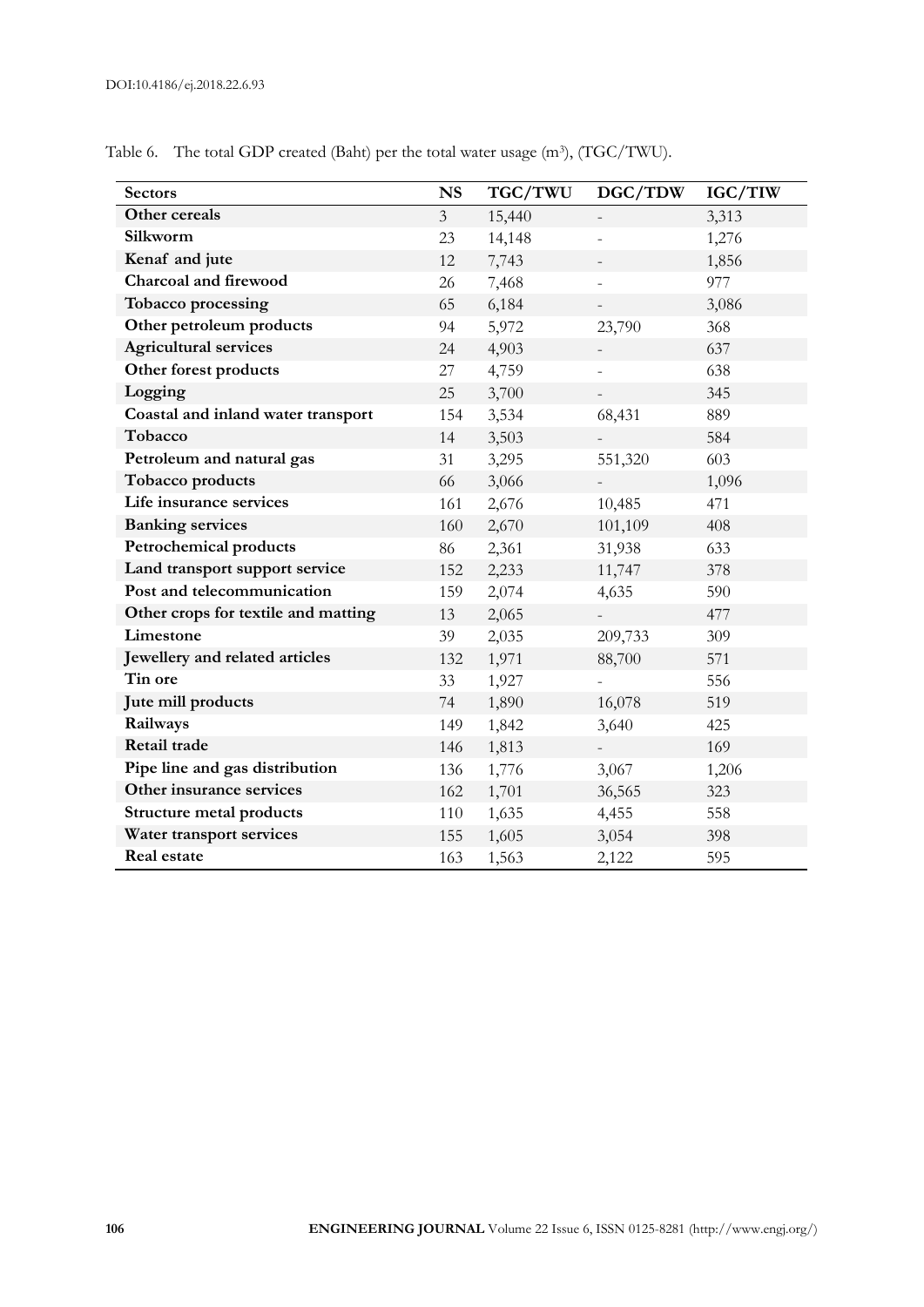Table 6. The total GDP created (Baht) per the total water usage ($m^3$), (TGC/TWU).

| Sectors | NS | TGC/TWU | DGC/TDW | IGC/TIW |
|---|---|---|---|---|
| **Other cereals** | 3 | 15,440 | - | 3,313 |
| **Silkworm** | 23 | 14,148 | - | 1,276 |
| **Kenaf and jute** | 12 | 7,743 | - | 1,856 |
| **Charcoal and firewood** | 26 | 7,468 | - | 977 |
| **Tobacco processing** | 65 | 6,184 | - | 3,086 |
| **Other petroleum products** | 94 | 5,972 | 23,790 | 368 |
| **Agricultural services** | 24 | 4,903 | - | 637 |
| **Other forest products** | 27 | 4,759 | - | 638 |
| **Logging** | 25 | 3,700 | - | 345 |
| **Coastal and inland water transport** | 154 | 3,534 | 68,431 | 889 |
| **Tobacco** | 14 | 3,503 | - | 584 |
| **Petroleum and natural gas** | 31 | 3,295 | 551,320 | 603 |
| **Tobacco products** | 66 | 3,066 | - | 1,096 |
| **Life insurance services** | 161 | 2,676 | 10,485 | 471 |
| **Banking services** | 160 | 2,670 | 101,109 | 408 |
| **Petrochemical products** | 86 | 2,361 | 31,938 | 633 |
| **Land transport support service** | 152 | 2,233 | 11,747 | 378 |
| **Post and telecommunication** | 159 | 2,074 | 4,635 | 590 |
| **Other crops for textile and matting** | 13 | 2,065 | - | 477 |
| **Limestone** | 39 | 2,035 | 209,733 | 309 |
| **Jewellery and related articles** | 132 | 1,971 | 88,700 | 571 |
| **Tin ore** | 33 | 1,927 | - | 556 |
| **Jute mill products** | 74 | 1,890 | 16,078 | 519 |
| **Railways** | 149 | 1,842 | 3,640 | 425 |
| **Retail trade** | 146 | 1,813 | - | 169 |
| **Pipe line and gas distribution** | 136 | 1,776 | 3,067 | 1,206 |
| **Other insurance services** | 162 | 1,701 | 36,565 | 323 |
| **Structure metal products** | 110 | 1,635 | 4,455 | 558 |
| **Water transport services** | 155 | 1,605 | 3,054 | 398 |
| **Real estate** | 163 | 1,563 | 2,122 | 595 |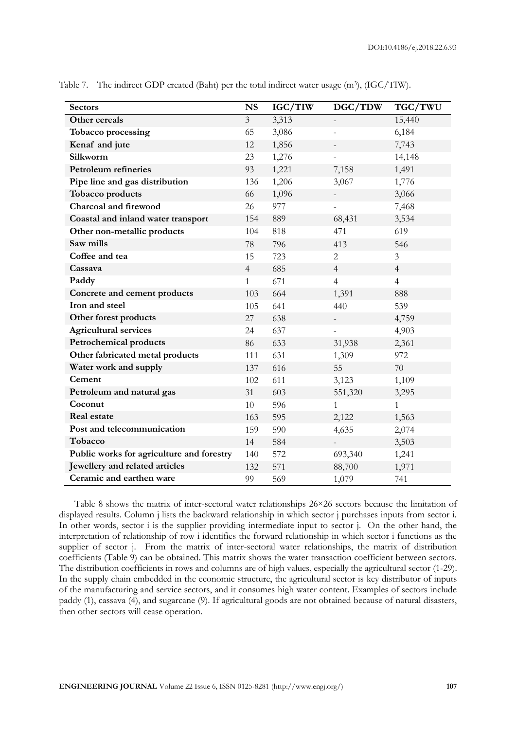Table 7. The indirect GDP created (Baht) per the total indirect water usage ($m^3$), (IGC/TIW).

| Sectors | NS | IGC/TIW | DGC/TDW | TGC/TWU |
|---|---|---|---|---|
| Other cereals | 3 | 3,313 | - | 15,440 |
| Tobacco processing | 65 | 3,086 | - | 6,184 |
| Kenaf and jute | 12 | 1,856 | - | 7,743 |
| Silkworm | 23 | 1,276 | - | 14,148 |
| Petroleum refineries | 93 | 1,221 | 7,158 | 1,491 |
| Pipe line and gas distribution | 136 | 1,206 | 3,067 | 1,776 |
| Tobacco products | 66 | 1,096 | - | 3,066 |
| Charcoal and firewood | 26 | 977 | - | 7,468 |
| Coastal and inland water transport | 154 | 889 | 68,431 | 3,534 |
| Other non-metallic products | 104 | 818 | 471 | 619 |
| Saw mills | 78 | 796 | 413 | 546 |
| Coffee and tea | 15 | 723 | 2 | 3 |
| Cassava | 4 | 685 | 4 | 4 |
| Paddy | 1 | 671 | 4 | 4 |
| Concrete and cement products | 103 | 664 | 1,391 | 888 |
| Iron and steel | 105 | 641 | 440 | 539 |
| Other forest products | 27 | 638 | - | 4,759 |
| Agricultural services | 24 | 637 | - | 4,903 |
| Petrochemical products | 86 | 633 | 31,938 | 2,361 |
| Other fabricated metal products | 111 | 631 | 1,309 | 972 |
| Water work and supply | 137 | 616 | 55 | 70 |
| Cement | 102 | 611 | 3,123 | 1,109 |
| Petroleum and natural gas | 31 | 603 | 551,320 | 3,295 |
| Coconut | 10 | 596 | 1 | 1 |
| Real estate | 163 | 595 | 2,122 | 1,563 |
| Post and telecommunication | 159 | 590 | 4,635 | 2,074 |
| Tobacco | 14 | 584 | - | 3,503 |
| Public works for agriculture and forestry | 140 | 572 | 693,340 | 1,241 |
| Jewellery and related articles | 132 | 571 | 88,700 | 1,971 |
| Ceramic and earthen ware | 99 | 569 | 1,079 | 741 |

Table 8 shows the matrix of inter-sectoral water relationships 26×26 sectors because the limitation of displayed results. Column j lists the backward relationship in which sector j purchases inputs from sector i. In other words, sector i is the supplier providing intermediate input to sector j. On the other hand, the interpretation of relationship of row i identifies the forward relationship in which sector i functions as the supplier of sector j. From the matrix of inter-sectoral water relationships, the matrix of distribution coefficients (Table 9) can be obtained. This matrix shows the water transaction coefficient between sectors. The distribution coefficients in rows and columns are of high values, especially the agricultural sector (1-29). In the supply chain embedded in the economic structure, the agricultural sector is key distributor of inputs of the manufacturing and service sectors, and it consumes high water content. Examples of sectors include paddy (1), cassava (4), and sugarcane (9). If agricultural goods are not obtained because of natural disasters, then other sectors will cease operation.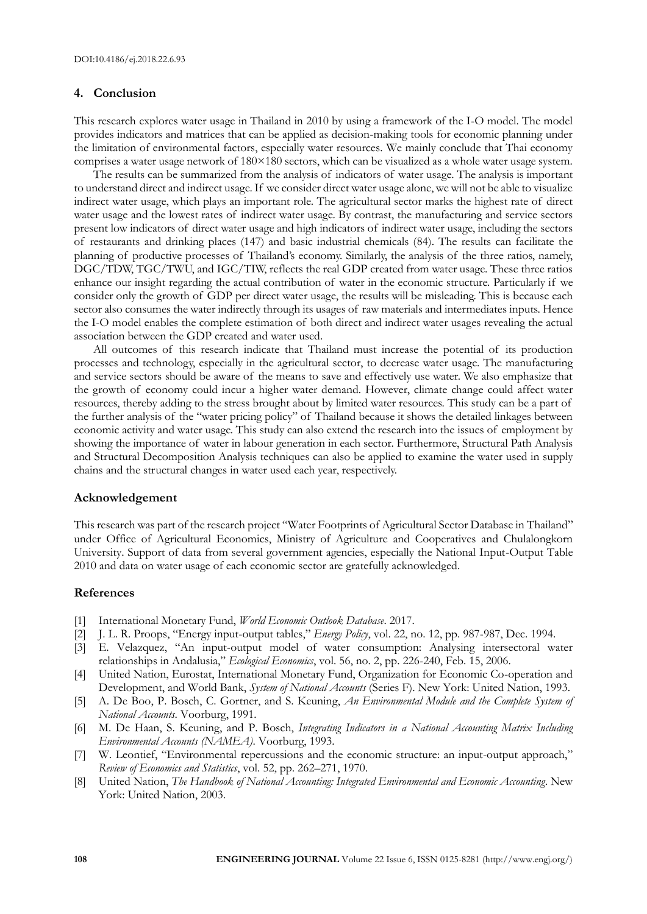## 4. Conclusion

This research explores water usage in Thailand in 2010 by using a framework of the I-O model. The model provides indicators and matrices that can be applied as decision-making tools for economic planning under the limitation of environmental factors, especially water resources. We mainly conclude that Thai economy comprises a water usage network of 180×180 sectors, which can be visualized as a whole water usage system.

The results can be summarized from the analysis of indicators of water usage. The analysis is important to understand direct and indirect usage. If we consider direct water usage alone, we will not be able to visualize indirect water usage, which plays an important role. The agricultural sector marks the highest rate of direct water usage and the lowest rates of indirect water usage. By contrast, the manufacturing and service sectors present low indicators of direct water usage and high indicators of indirect water usage, including the sectors of restaurants and drinking places (147) and basic industrial chemicals (84). The results can facilitate the planning of productive processes of Thailand's economy. Similarly, the analysis of the three ratios, namely, DGC/TDW, TGC/TWU, and IGC/TIW, reflects the real GDP created from water usage. These three ratios enhance our insight regarding the actual contribution of water in the economic structure. Particularly if we consider only the growth of GDP per direct water usage, the results will be misleading. This is because each sector also consumes the water indirectly through its usages of raw materials and intermediates inputs. Hence the I-O model enables the complete estimation of both direct and indirect water usages revealing the actual association between the GDP created and water used.

All outcomes of this research indicate that Thailand must increase the potential of its production processes and technology, especially in the agricultural sector, to decrease water usage. The manufacturing and service sectors should be aware of the means to save and effectively use water. We also emphasize that the growth of economy could incur a higher water demand. However, climate change could affect water resources, thereby adding to the stress brought about by limited water resources. This study can be a part of the further analysis of the "water pricing policy" of Thailand because it shows the detailed linkages between economic activity and water usage. This study can also extend the research into the issues of employment by showing the importance of water in labour generation in each sector. Furthermore, Structural Path Analysis and Structural Decomposition Analysis techniques can also be applied to examine the water used in supply chains and the structural changes in water used each year, respectively.

## Acknowledgement

This research was part of the research project "Water Footprints of Agricultural Sector Database in Thailand" under Office of Agricultural Economics, Ministry of Agriculture and Cooperatives and Chulalongkorn University. Support of data from several government agencies, especially the National Input-Output Table 2010 and data on water usage of each economic sector are gratefully acknowledged.

## References

[1] International Monetary Fund, *World Economic Outlook Database*. 2017.

[2] J. L. R. Proops, "Energy input-output tables," *Energy Policy*, vol. 22, no. 12, pp. 987-987, Dec. 1994.

[3] E. Velazquez, "An input-output model of water consumption: Analysing intersectoral water relationships in Andalusia," *Ecological Economics*, vol. 56, no. 2, pp. 226-240, Feb. 15, 2006.

[4] United Nation, Eurostat, International Monetary Fund, Organization for Economic Co-operation and Development, and World Bank, *System of National Accounts* (Series F). New York: United Nation, 1993.

[5] A. De Boo, P. Bosch, C. Gortner, and S. Keuning, *An Environmental Module and the Complete System of National Accounts*. Voorburg, 1991.

[6] M. De Haan, S. Keuning, and P. Bosch, *Integrating Indicators in a National Accounting Matrix Including Environmental Accounts (NAMEA)*. Voorburg, 1993.

[7] W. Leontief, "Environmental repercussions and the economic structure: an input-output approach," *Review of Economics and Statistics*, vol. 52, pp. 262–271, 1970.

[8] United Nation, *The Handbook of National Accounting: Integrated Environmental and Economic Accounting*. New York: United Nation, 2003.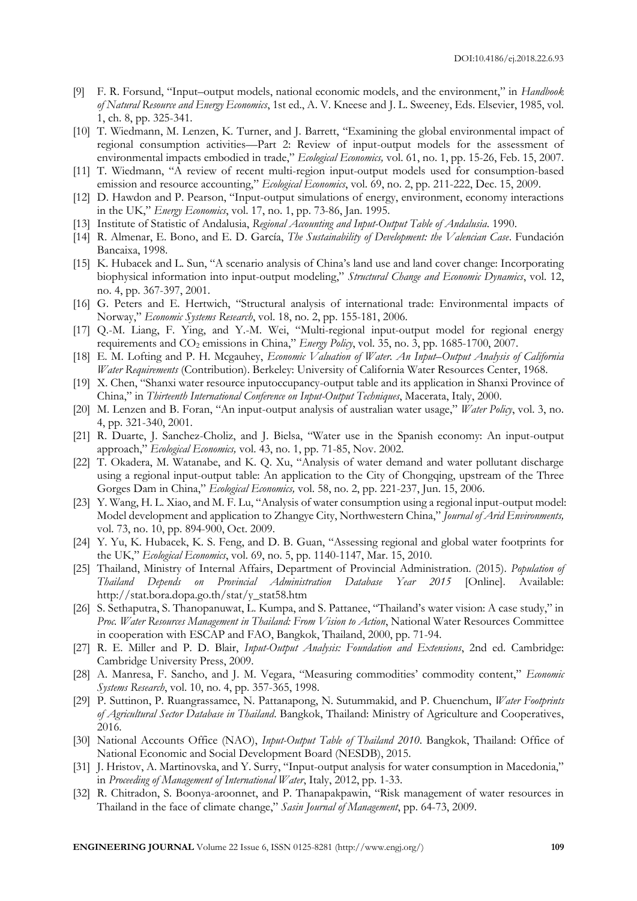[9] F. R. Forsund, "Input–output models, national economic models, and the environment," in *Handbook of Natural Resource and Energy Economics*, 1st ed., A. V. Kneese and J. L. Sweeney, Eds. Elsevier, 1985, vol. 1, ch. 8, pp. 325-341.

[10] T. Wiedmann, M. Lenzen, K. Turner, and J. Barrett, "Examining the global environmental impact of regional consumption activities—Part 2: Review of input-output models for the assessment of environmental impacts embodied in trade," *Ecological Economics,* vol. 61, no. 1, pp. 15-26, Feb. 15, 2007.

[11] T. Wiedmann, "A review of recent multi-region input-output models used for consumption-based emission and resource accounting," *Ecological Economics*, vol. 69, no. 2, pp. 211-222, Dec. 15, 2009.

[12] D. Hawdon and P. Pearson, "Input-output simulations of energy, environment, economy interactions in the UK," *Energy Economics*, vol. 17, no. 1, pp. 73-86, Jan. 1995.

[13] Institute of Statistic of Andalusia, *Regional Accounting and Input-Output Table of Andalusia*. 1990.

[14] R. Almenar, E. Bono, and E. D. García, *The Sustainability of Development: the Valencian Case*. Fundación Bancaixa, 1998.

[15] K. Hubacek and L. Sun, "A scenario analysis of China's land use and land cover change: Incorporating biophysical information into input-output modeling," *Structural Change and Economic Dynamics*, vol. 12, no. 4, pp. 367-397, 2001.

[16] G. Peters and E. Hertwich, "Structural analysis of international trade: Environmental impacts of Norway," *Economic Systems Research*, vol. 18, no. 2, pp. 155-181, 2006.

[17] Q.-M. Liang, F. Ying, and Y.-M. Wei, "Multi-regional input-output model for regional energy requirements and $CO_2$ emissions in China," *Energy Policy*, vol. 35, no. 3, pp. 1685-1700, 2007.

[18] E. M. Lofting and P. H. Mcgauhey, *Economic Valuation of Water. An Input–Output Analysis of California Water Requirements* (Contribution). Berkeley: University of California Water Resources Center, 1968.

[19] X. Chen, "Shanxi water resource inputoccupancy-output table and its application in Shanxi Province of China," in *Thirteenth International Conference on Input-Output Techniques*, Macerata, Italy, 2000.

[20] M. Lenzen and B. Foran, "An input-output analysis of australian water usage," *Water Policy*, vol. 3, no. 4, pp. 321-340, 2001.

[21] R. Duarte, J. Sanchez-Choliz, and J. Bielsa, "Water use in the Spanish economy: An input-output approach," *Ecological Economics,* vol. 43, no. 1, pp. 71-85, Nov. 2002.

[22] T. Okadera, M. Watanabe, and K. Q. Xu, "Analysis of water demand and water pollutant discharge using a regional input-output table: An application to the City of Chongqing, upstream of the Three Gorges Dam in China," *Ecological Economics,* vol. 58, no. 2, pp. 221-237, Jun. 15, 2006.

[23] Y. Wang, H. L. Xiao, and M. F. Lu, "Analysis of water consumption using a regional input-output model: Model development and application to Zhangye City, Northwestern China," *Journal of Arid Environments,* vol. 73, no. 10, pp. 894-900, Oct. 2009.

[24] Y. Yu, K. Hubacek, K. S. Feng, and D. B. Guan, "Assessing regional and global water footprints for the UK," *Ecological Economics*, vol. 69, no. 5, pp. 1140-1147, Mar. 15, 2010.

[25] Thailand, Ministry of Internal Affairs, Department of Provincial Administration. (2015). *Population of Thailand Depends on Provincial Administration Database Year 2015* [Online]. Available: http://stat.bora.dopa.go.th/stat/y_stat58.htm

[26] S. Sethaputra, S. Thanopanuwat, L. Kumpa, and S. Pattanee, "Thailand's water vision: A case study," in *Proc. Water Resources Management in Thailand: From Vision to Action*, National Water Resources Committee in cooperation with ESCAP and FAO, Bangkok, Thailand, 2000, pp. 71-94.

[27] R. E. Miller and P. D. Blair, *Input-Output Analysis: Foundation and Extensions*, 2nd ed. Cambridge: Cambridge University Press, 2009.

[28] A. Manresa, F. Sancho, and J. M. Vegara, "Measuring commodities' commodity content," *Economic Systems Research*, vol. 10, no. 4, pp. 357-365, 1998.

[29] P. Suttinon, P. Ruangrassamee, N. Pattanapong, N. Sutummakid, and P. Chuenchum, *Water Footprints of Agricultural Sector Database in Thailand*. Bangkok, Thailand: Ministry of Agriculture and Cooperatives, 2016.

[30] National Accounts Office (NAO), *Input-Output Table of Thailand 2010*. Bangkok, Thailand: Office of National Economic and Social Development Board (NESDB), 2015.

[31] J. Hristov, A. Martinovska, and Y. Surry, "Input-output analysis for water consumption in Macedonia," in *Proceeding of Management of International Water*, Italy, 2012, pp. 1-33.

[32] R. Chitradon, S. Boonya-aroonnet, and P. Thanapakpawin, "Risk management of water resources in Thailand in the face of climate change," *Sasin Journal of Management*, pp. 64-73, 2009.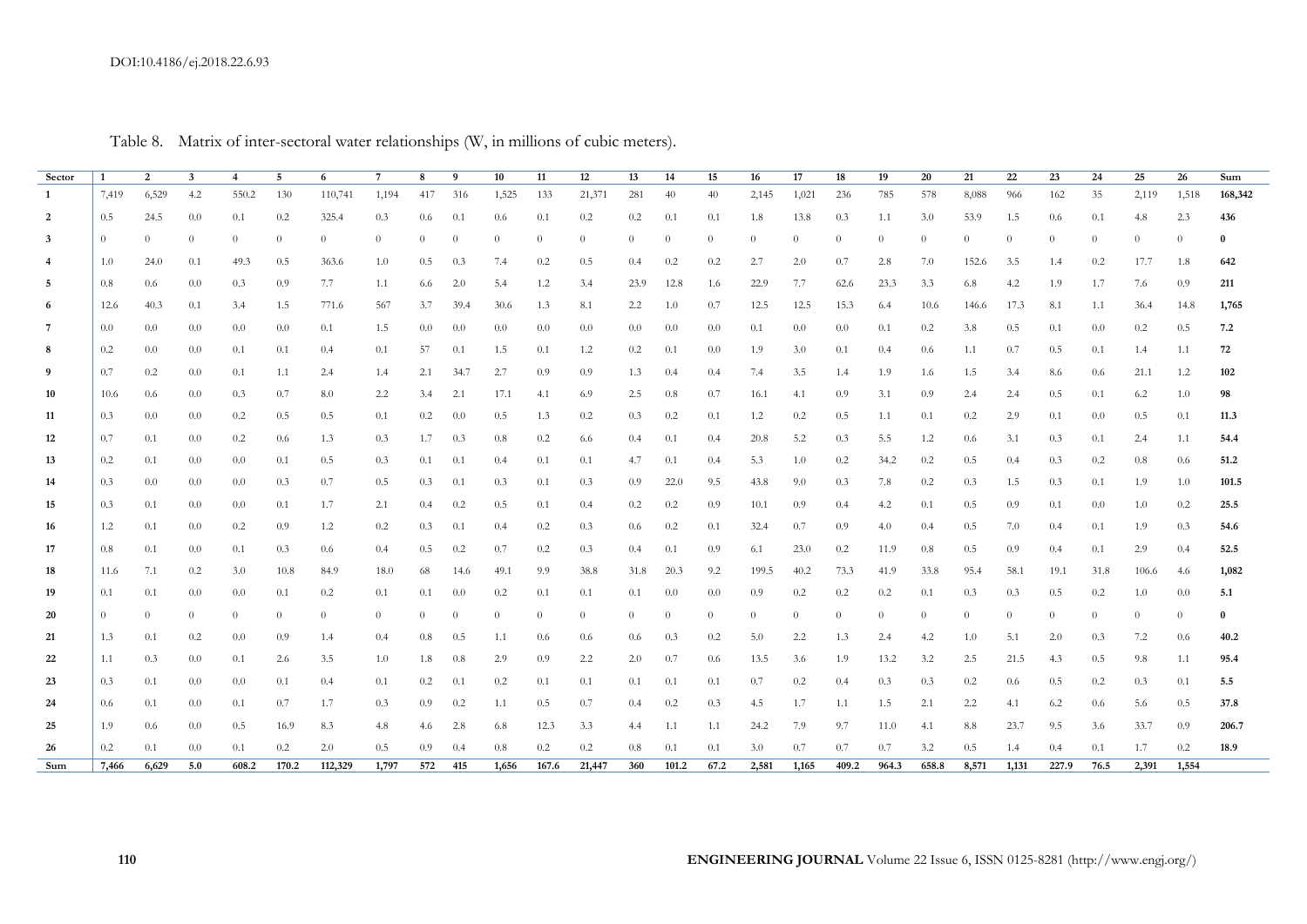Table 8. Matrix of inter-sectoral water relationships (W, in millions of cubic meters).

| Sector | 1 | 2 | 3 | 4 | 5 | 6 | 7 | 8 | 9 | 10 | 11 | 12 | 13 | 14 | 15 | 16 | 17 | 18 | 19 | 20 | 21 | 22 | 23 | 24 | 25 | 26 | Sum |
|---|---|---|---|---|---|---|---|---|---|---|---|---|---|---|---|---|---|---|---|---|---|---|---|---|---|---|---|
| 1 | 7,419 | 6,529 | 4.2 | 550.2 | 130 | 110,741 | 1,194 | 417 | 316 | 1,525 | 133 | 21,371 | 281 | 40 | 40 | 2,145 | 1,021 | 236 | 785 | 578 | 8,088 | 966 | 162 | 35 | 2,119 | 1,518 | **168,342** |
| 2 | 0.5 | 24.5 | 0.0 | 0.1 | 0.2 | 325.4 | 0.3 | 0.6 | 0.1 | 0.6 | 0.1 | 0.2 | 0.2 | 0.1 | 0.1 | 1.8 | 13.8 | 0.3 | 1.1 | 3.0 | 53.9 | 1.5 | 0.6 | 0.1 | 4.8 | 2.3 | **436** |
| 3 | 0 | 0 | 0 | 0 | 0 | 0 | 0 | 0 | 0 | 0 | 0 | 0 | 0 | 0 | 0 | 0 | 0 | 0 | 0 | 0 | 0 | 0 | 0 | 0 | 0 | 0 | **0** |
| 4 | 1.0 | 24.0 | 0.1 | 49.3 | 0.5 | 363.6 | 1.0 | 0.5 | 0.3 | 7.4 | 0.2 | 0.5 | 0.4 | 0.2 | 0.2 | 2.7 | 2.0 | 0.7 | 2.8 | 7.0 | 152.6 | 3.5 | 1.4 | 0.2 | 17.7 | 1.8 | **642** |
| 5 | 0.8 | 0.6 | 0.0 | 0.3 | 0.9 | 7.7 | 1.1 | 6.6 | 2.0 | 5.4 | 1.2 | 3.4 | 23.9 | 12.8 | 1.6 | 22.9 | 7.7 | 62.6 | 23.3 | 3.3 | 6.8 | 4.2 | 1.9 | 1.7 | 7.6 | 0.9 | **211** |
| 6 | 12.6 | 40.3 | 0.1 | 3.4 | 1.5 | 771.6 | 567 | 3.7 | 39.4 | 30.6 | 1.3 | 8.1 | 2.2 | 1.0 | 0.7 | 12.5 | 12.5 | 15.3 | 6.4 | 10.6 | 146.6 | 17.3 | 8.1 | 1.1 | 36.4 | 14.8 | **1,765** |
| 7 | 0.0 | 0.0 | 0.0 | 0.0 | 0.0 | 0.1 | 1.5 | 0.0 | 0.0 | 0.0 | 0.0 | 0.0 | 0.0 | 0.0 | 0.0 | 0.1 | 0.0 | 0.0 | 0.1 | 0.2 | 3.8 | 0.5 | 0.1 | 0.0 | 0.2 | 0.5 | **7.2** |
| 8 | 0.2 | 0.0 | 0.0 | 0.1 | 0.1 | 0.4 | 0.1 | 57 | 0.1 | 1.5 | 0.1 | 1.2 | 0.2 | 0.1 | 0.0 | 1.9 | 3.0 | 0.1 | 0.4 | 0.6 | 1.1 | 0.7 | 0.5 | 0.1 | 1.4 | 1.1 | **72** |
| 9 | 0.7 | 0.2 | 0.0 | 0.1 | 1.1 | 2.4 | 1.4 | 2.1 | 34.7 | 2.7 | 0.9 | 0.9 | 1.3 | 0.4 | 0.4 | 7.4 | 3.5 | 1.4 | 1.9 | 1.6 | 1.5 | 3.4 | 8.6 | 0.6 | 21.1 | 1.2 | **102** |
| 10 | 10.6 | 0.6 | 0.0 | 0.3 | 0.7 | 8.0 | 2.2 | 3.4 | 2.1 | 17.1 | 4.1 | 6.9 | 2.5 | 0.8 | 0.7 | 16.1 | 4.1 | 0.9 | 3.1 | 0.9 | 2.4 | 2.4 | 0.5 | 0.1 | 6.2 | 1.0 | **98** |
| 11 | 0.3 | 0.0 | 0.0 | 0.2 | 0.5 | 0.5 | 0.1 | 0.2 | 0.0 | 0.5 | 1.3 | 0.2 | 0.3 | 0.2 | 0.1 | 1.2 | 0.2 | 0.5 | 1.1 | 0.1 | 0.2 | 2.9 | 0.1 | 0.0 | 0.5 | 0.1 | **11.3** |
| 12 | 0.7 | 0.1 | 0.0 | 0.2 | 0.6 | 1.3 | 0.3 | 1.7 | 0.3 | 0.8 | 0.2 | 6.6 | 0.4 | 0.1 | 0.4 | 20.8 | 5.2 | 0.3 | 5.5 | 1.2 | 0.6 | 3.1 | 0.3 | 0.1 | 2.4 | 1.1 | **54.4** |
| 13 | 0.2 | 0.1 | 0.0 | 0.0 | 0.1 | 0.5 | 0.3 | 0.1 | 0.1 | 0.4 | 0.1 | 0.1 | 4.7 | 0.1 | 0.4 | 5.3 | 1.0 | 0.2 | 34.2 | 0.2 | 0.5 | 0.4 | 0.3 | 0.2 | 0.8 | 0.6 | **51.2** |
| 14 | 0.3 | 0.0 | 0.0 | 0.0 | 0.3 | 0.7 | 0.5 | 0.3 | 0.1 | 0.3 | 0.1 | 0.3 | 0.9 | 22.0 | 9.5 | 43.8 | 9.0 | 0.3 | 7.8 | 0.2 | 0.3 | 1.5 | 0.3 | 0.1 | 1.9 | 1.0 | **101.5** |
| 15 | 0.3 | 0.1 | 0.0 | 0.0 | 0.1 | 1.7 | 2.1 | 0.4 | 0.2 | 0.5 | 0.1 | 0.4 | 0.2 | 0.2 | 0.9 | 10.1 | 0.9 | 0.4 | 4.2 | 0.1 | 0.5 | 0.9 | 0.1 | 0.0 | 1.0 | 0.2 | **25.5** |
| 16 | 1.2 | 0.1 | 0.0 | 0.2 | 0.9 | 1.2 | 0.2 | 0.3 | 0.1 | 0.4 | 0.2 | 0.3 | 0.6 | 0.2 | 0.1 | 32.4 | 0.7 | 0.9 | 4.0 | 0.4 | 0.5 | 7.0 | 0.4 | 0.1 | 1.9 | 0.3 | **54.6** |
| 17 | 0.8 | 0.1 | 0.0 | 0.1 | 0.3 | 0.6 | 0.4 | 0.5 | 0.2 | 0.7 | 0.2 | 0.3 | 0.4 | 0.1 | 0.9 | 6.1 | 23.0 | 0.2 | 11.9 | 0.8 | 0.5 | 0.9 | 0.4 | 0.1 | 2.9 | 0.4 | **52.5** |
| 18 | 11.6 | 7.1 | 0.2 | 3.0 | 10.8 | 84.9 | 18.0 | 68 | 14.6 | 49.1 | 9.9 | 38.8 | 31.8 | 20.3 | 9.2 | 199.5 | 40.2 | 73.3 | 41.9 | 33.8 | 95.4 | 58.1 | 19.1 | 31.8 | 106.6 | 4.6 | **1,082** |
| 19 | 0.1 | 0.1 | 0.0 | 0.0 | 0.1 | 0.2 | 0.1 | 0.1 | 0.0 | 0.2 | 0.1 | 0.1 | 0.1 | 0.0 | 0.0 | 0.9 | 0.2 | 0.2 | 0.2 | 0.1 | 0.3 | 0.3 | 0.5 | 0.2 | 1.0 | 0.0 | **5.1** |
| 20 | 0 | 0 | 0 | 0 | 0 | 0 | 0 | 0 | 0 | 0 | 0 | 0 | 0 | 0 | 0 | 0 | 0 | 0 | 0 | 0 | 0 | 0 | 0 | 0 | 0 | 0 | **0** |
| 21 | 1.3 | 0.1 | 0.2 | 0.0 | 0.9 | 1.4 | 0.4 | 0.8 | 0.5 | 1.1 | 0.6 | 0.6 | 0.6 | 0.3 | 0.2 | 5.0 | 2.2 | 1.3 | 2.4 | 4.2 | 1.0 | 5.1 | 2.0 | 0.3 | 7.2 | 0.6 | **40.2** |
| 22 | 1.1 | 0.3 | 0.0 | 0.1 | 2.6 | 3.5 | 1.0 | 1.8 | 0.8 | 2.9 | 0.9 | 2.2 | 2.0 | 0.7 | 0.6 | 13.5 | 3.6 | 1.9 | 13.2 | 3.2 | 2.5 | 21.5 | 4.3 | 0.5 | 9.8 | 1.1 | **95.4** |
| 23 | 0.3 | 0.1 | 0.0 | 0.0 | 0.1 | 0.4 | 0.1 | 0.2 | 0.1 | 0.2 | 0.1 | 0.1 | 0.1 | 0.1 | 0.1 | 0.7 | 0.2 | 0.4 | 0.3 | 0.3 | 0.2 | 0.6 | 0.5 | 0.2 | 0.3 | 0.1 | **5.5** |
| 24 | 0.6 | 0.1 | 0.0 | 0.1 | 0.7 | 1.7 | 0.3 | 0.9 | 0.2 | 1.1 | 0.5 | 0.7 | 0.4 | 0.2 | 0.3 | 4.5 | 1.7 | 1.1 | 1.5 | 2.1 | 2.2 | 4.1 | 6.2 | 0.6 | 5.6 | 0.5 | **37.8** |
| 25 | 1.9 | 0.6 | 0.0 | 0.5 | 16.9 | 8.3 | 4.8 | 4.6 | 2.8 | 6.8 | 12.3 | 3.3 | 4.4 | 1.1 | 1.1 | 24.2 | 7.9 | 9.7 | 11.0 | 4.1 | 8.8 | 23.7 | 9.5 | 3.6 | 33.7 | 0.9 | **206.7** |
| 26 | 0.2 | 0.1 | 0.0 | 0.1 | 0.2 | 2.0 | 0.5 | 0.9 | 0.4 | 0.8 | 0.2 | 0.2 | 0.8 | 0.1 | 0.1 | 3.0 | 0.7 | 0.7 | 0.7 | 3.2 | 0.5 | 1.4 | 0.4 | 0.1 | 1.7 | 0.2 | **18.9** |
| **Sum** | **7,466** | **6,629** | **5.0** | **608.2** | **170.2** | **112,329** | **1,797** | **572** | **415** | **1,656** | **167.6** | **21,447** | **360** | **101.2** | **67.2** | **2,581** | **1,165** | **409.2** | **964.3** | **658.8** | **8,571** | **1,131** | **227.9** | **76.5** | **2,391** | **1,554** | |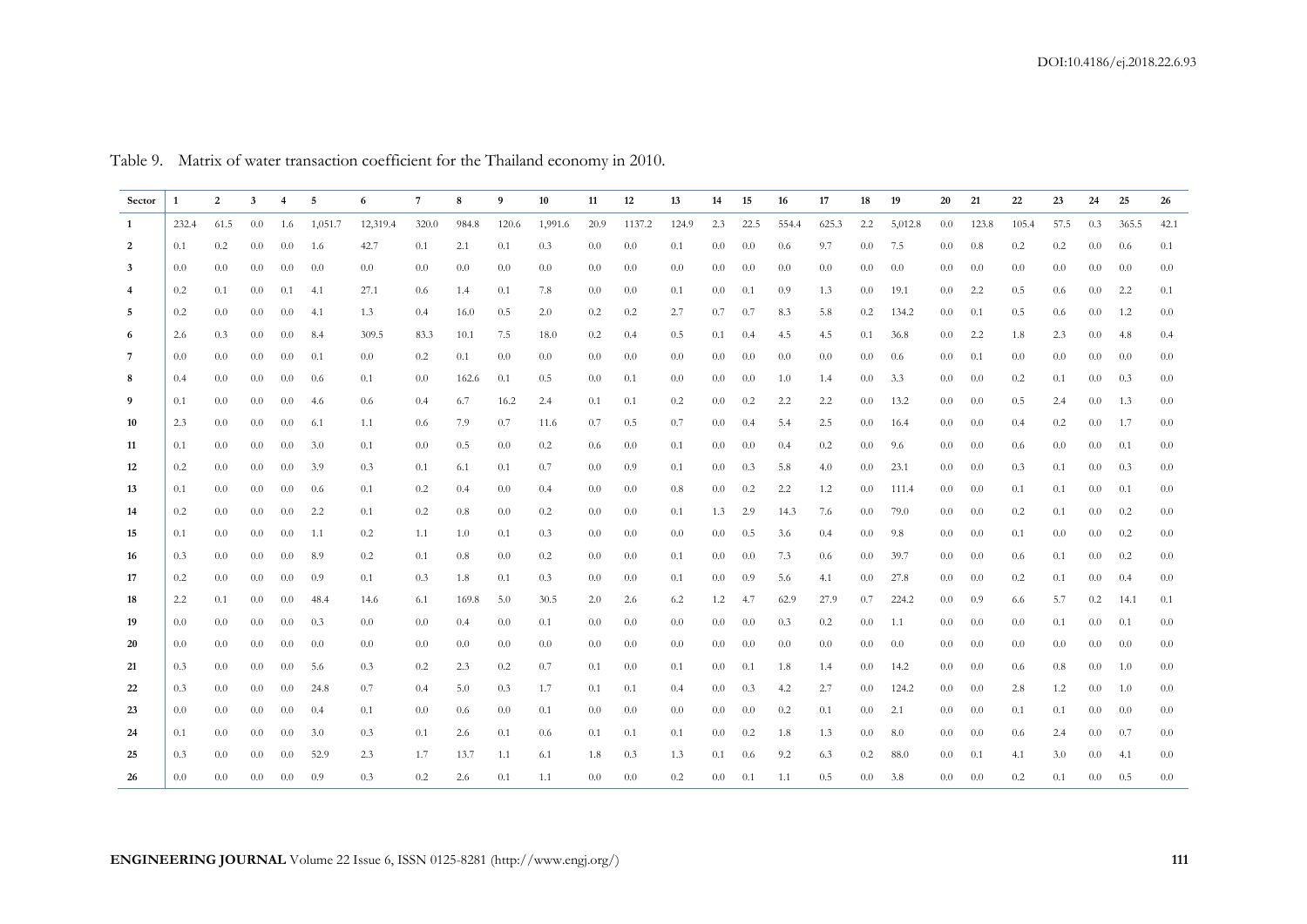Table 9. Matrix of water transaction coefficient for the Thailand economy in 2010.

| Sector | 1 | 2 | 3 | 4 | 5 | 6 | 7 | 8 | 9 | 10 | 11 | 12 | 13 | 14 | 15 | 16 | 17 | 18 | 19 | 20 | 21 | 22 | 23 | 24 | 25 | 26 |
|---|---|---|---|---|---|---|---|---|---|---|---|---|---|---|---|---|---|---|---|---|---|---|---|---|---|---|
| **1** | 232.4 | 61.5 | 0.0 | 1.6 | 1,051.7 | 12,319.4 | 320.0 | 984.8 | 120.6 | 1,991.6 | 20.9 | 1137.2 | 124.9 | 2.3 | 22.5 | 554.4 | 625.3 | 2.2 | 5,012.8 | 0.0 | 123.8 | 105.4 | 57.5 | 0.3 | 365.5 | 42.1 |
| **2** | 0.1 | 0.2 | 0.0 | 0.0 | 1.6 | 42.7 | 0.1 | 2.1 | 0.1 | 0.3 | 0.0 | 0.0 | 0.1 | 0.0 | 0.0 | 0.6 | 9.7 | 0.0 | 7.5 | 0.0 | 0.8 | 0.2 | 0.2 | 0.0 | 0.6 | 0.1 |
| **3** | 0.0 | 0.0 | 0.0 | 0.0 | 0.0 | 0.0 | 0.0 | 0.0 | 0.0 | 0.0 | 0.0 | 0.0 | 0.0 | 0.0 | 0.0 | 0.0 | 0.0 | 0.0 | 0.0 | 0.0 | 0.0 | 0.0 | 0.0 | 0.0 | 0.0 | 0.0 |
| **4** | 0.2 | 0.1 | 0.0 | 0.1 | 4.1 | 27.1 | 0.6 | 1.4 | 0.1 | 7.8 | 0.0 | 0.0 | 0.1 | 0.0 | 0.1 | 0.9 | 1.3 | 0.0 | 19.1 | 0.0 | 2.2 | 0.5 | 0.6 | 0.0 | 2.2 | 0.1 |
| **5** | 0.2 | 0.0 | 0.0 | 0.0 | 4.1 | 1.3 | 0.4 | 16.0 | 0.5 | 2.0 | 0.2 | 0.2 | 2.7 | 0.7 | 0.7 | 8.3 | 5.8 | 0.2 | 134.2 | 0.0 | 0.1 | 0.5 | 0.6 | 0.0 | 1.2 | 0.0 |
| **6** | 2.6 | 0.3 | 0.0 | 0.0 | 8.4 | 309.5 | 83.3 | 10.1 | 7.5 | 18.0 | 0.2 | 0.4 | 0.5 | 0.1 | 0.4 | 4.5 | 4.5 | 0.1 | 36.8 | 0.0 | 2.2 | 1.8 | 2.3 | 0.0 | 4.8 | 0.4 |
| **7** | 0.0 | 0.0 | 0.0 | 0.0 | 0.1 | 0.0 | 0.2 | 0.1 | 0.0 | 0.0 | 0.0 | 0.0 | 0.0 | 0.0 | 0.0 | 0.0 | 0.0 | 0.0 | 0.6 | 0.0 | 0.1 | 0.0 | 0.0 | 0.0 | 0.0 | 0.0 |
| **8** | 0.4 | 0.0 | 0.0 | 0.0 | 0.6 | 0.1 | 0.0 | 162.6 | 0.1 | 0.5 | 0.0 | 0.1 | 0.0 | 0.0 | 0.0 | 1.0 | 1.4 | 0.0 | 3.3 | 0.0 | 0.0 | 0.2 | 0.1 | 0.0 | 0.3 | 0.0 |
| **9** | 0.1 | 0.0 | 0.0 | 0.0 | 4.6 | 0.6 | 0.4 | 6.7 | 16.2 | 2.4 | 0.1 | 0.1 | 0.2 | 0.0 | 0.2 | 2.2 | 2.2 | 0.0 | 13.2 | 0.0 | 0.0 | 0.5 | 2.4 | 0.0 | 1.3 | 0.0 |
| **10** | 2.3 | 0.0 | 0.0 | 0.0 | 6.1 | 1.1 | 0.6 | 7.9 | 0.7 | 11.6 | 0.7 | 0.5 | 0.7 | 0.0 | 0.4 | 5.4 | 2.5 | 0.0 | 16.4 | 0.0 | 0.0 | 0.4 | 0.2 | 0.0 | 1.7 | 0.0 |
| **11** | 0.1 | 0.0 | 0.0 | 0.0 | 3.0 | 0.1 | 0.0 | 0.5 | 0.0 | 0.2 | 0.6 | 0.0 | 0.1 | 0.0 | 0.0 | 0.4 | 0.2 | 0.0 | 9.6 | 0.0 | 0.0 | 0.6 | 0.0 | 0.0 | 0.1 | 0.0 |
| **12** | 0.2 | 0.0 | 0.0 | 0.0 | 3.9 | 0.3 | 0.1 | 6.1 | 0.1 | 0.7 | 0.0 | 0.9 | 0.1 | 0.0 | 0.3 | 5.8 | 4.0 | 0.0 | 23.1 | 0.0 | 0.0 | 0.3 | 0.1 | 0.0 | 0.3 | 0.0 |
| **13** | 0.1 | 0.0 | 0.0 | 0.0 | 0.6 | 0.1 | 0.2 | 0.4 | 0.0 | 0.4 | 0.0 | 0.0 | 0.8 | 0.0 | 0.2 | 2.2 | 1.2 | 0.0 | 111.4 | 0.0 | 0.0 | 0.1 | 0.1 | 0.0 | 0.1 | 0.0 |
| **14** | 0.2 | 0.0 | 0.0 | 0.0 | 2.2 | 0.1 | 0.2 | 0.8 | 0.0 | 0.2 | 0.0 | 0.0 | 0.1 | 1.3 | 2.9 | 14.3 | 7.6 | 0.0 | 79.0 | 0.0 | 0.0 | 0.2 | 0.1 | 0.0 | 0.2 | 0.0 |
| **15** | 0.1 | 0.0 | 0.0 | 0.0 | 1.1 | 0.2 | 1.1 | 1.0 | 0.1 | 0.3 | 0.0 | 0.0 | 0.0 | 0.0 | 0.5 | 3.6 | 0.4 | 0.0 | 9.8 | 0.0 | 0.0 | 0.1 | 0.0 | 0.0 | 0.2 | 0.0 |
| **16** | 0.3 | 0.0 | 0.0 | 0.0 | 8.9 | 0.2 | 0.1 | 0.8 | 0.0 | 0.2 | 0.0 | 0.0 | 0.1 | 0.0 | 0.0 | 7.3 | 0.6 | 0.0 | 39.7 | 0.0 | 0.0 | 0.6 | 0.1 | 0.0 | 0.2 | 0.0 |
| **17** | 0.2 | 0.0 | 0.0 | 0.0 | 0.9 | 0.1 | 0.3 | 1.8 | 0.1 | 0.3 | 0.0 | 0.0 | 0.1 | 0.0 | 0.9 | 5.6 | 4.1 | 0.0 | 27.8 | 0.0 | 0.0 | 0.2 | 0.1 | 0.0 | 0.4 | 0.0 |
| **18** | 2.2 | 0.1 | 0.0 | 0.0 | 48.4 | 14.6 | 6.1 | 169.8 | 5.0 | 30.5 | 2.0 | 2.6 | 6.2 | 1.2 | 4.7 | 62.9 | 27.9 | 0.7 | 224.2 | 0.0 | 0.9 | 6.6 | 5.7 | 0.2 | 14.1 | 0.1 |
| **19** | 0.0 | 0.0 | 0.0 | 0.0 | 0.3 | 0.0 | 0.0 | 0.4 | 0.0 | 0.1 | 0.0 | 0.0 | 0.0 | 0.0 | 0.0 | 0.3 | 0.2 | 0.0 | 1.1 | 0.0 | 0.0 | 0.0 | 0.1 | 0.0 | 0.1 | 0.0 |
| **20** | 0.0 | 0.0 | 0.0 | 0.0 | 0.0 | 0.0 | 0.0 | 0.0 | 0.0 | 0.0 | 0.0 | 0.0 | 0.0 | 0.0 | 0.0 | 0.0 | 0.0 | 0.0 | 0.0 | 0.0 | 0.0 | 0.0 | 0.0 | 0.0 | 0.0 | 0.0 |
| **21** | 0.3 | 0.0 | 0.0 | 0.0 | 5.6 | 0.3 | 0.2 | 2.3 | 0.2 | 0.7 | 0.1 | 0.0 | 0.1 | 0.0 | 0.1 | 1.8 | 1.4 | 0.0 | 14.2 | 0.0 | 0.0 | 0.6 | 0.8 | 0.0 | 1.0 | 0.0 |
| **22** | 0.3 | 0.0 | 0.0 | 0.0 | 24.8 | 0.7 | 0.4 | 5.0 | 0.3 | 1.7 | 0.1 | 0.1 | 0.4 | 0.0 | 0.3 | 4.2 | 2.7 | 0.0 | 124.2 | 0.0 | 0.0 | 2.8 | 1.2 | 0.0 | 1.0 | 0.0 |
| **23** | 0.0 | 0.0 | 0.0 | 0.0 | 0.4 | 0.1 | 0.0 | 0.6 | 0.0 | 0.1 | 0.0 | 0.0 | 0.0 | 0.0 | 0.0 | 0.2 | 0.1 | 0.0 | 2.1 | 0.0 | 0.0 | 0.1 | 0.1 | 0.0 | 0.0 | 0.0 |
| **24** | 0.1 | 0.0 | 0.0 | 0.0 | 3.0 | 0.3 | 0.1 | 2.6 | 0.1 | 0.6 | 0.1 | 0.1 | 0.1 | 0.0 | 0.2 | 1.8 | 1.3 | 0.0 | 8.0 | 0.0 | 0.0 | 0.6 | 2.4 | 0.0 | 0.7 | 0.0 |
| **25** | 0.3 | 0.0 | 0.0 | 0.0 | 52.9 | 2.3 | 1.7 | 13.7 | 1.1 | 6.1 | 1.8 | 0.3 | 1.3 | 0.1 | 0.6 | 9.2 | 6.3 | 0.2 | 88.0 | 0.0 | 0.1 | 4.1 | 3.0 | 0.0 | 4.1 | 0.0 |
| **26** | 0.0 | 0.0 | 0.0 | 0.0 | 0.9 | 0.3 | 0.2 | 2.6 | 0.1 | 1.1 | 0.0 | 0.0 | 0.2 | 0.0 | 0.1 | 1.1 | 0.5 | 0.0 | 3.8 | 0.0 | 0.0 | 0.2 | 0.1 | 0.0 | 0.5 | 0.0 |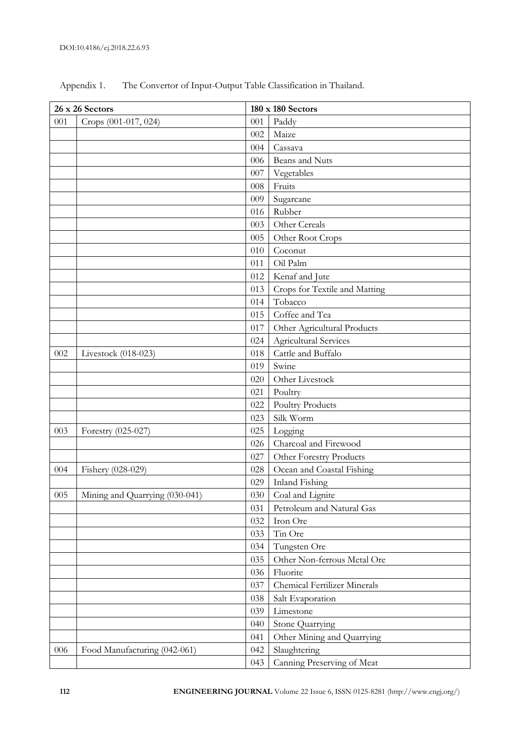Appendix 1. The Convertor of Input-Output Table Classification in Thailand.

| 26 x 26 Sectors | | 180 x 180 Sectors | |
|---|---|---|---|
| 001 | Crops (001-017, 024) | 001 | Paddy |
| | | 002 | Maize |
| | | 004 | Cassava |
| | | 006 | Beans and Nuts |
| | | 007 | Vegetables |
| | | 008 | Fruits |
| | | 009 | Sugarcane |
| | | 016 | Rubber |
| | | 003 | Other Cereals |
| | | 005 | Other Root Crops |
| | | 010 | Coconut |
| | | 011 | Oil Palm |
| | | 012 | Kenaf and Jute |
| | | 013 | Crops for Textile and Matting |
| | | 014 | Tobacco |
| | | 015 | Coffee and Tea |
| | | 017 | Other Agricultural Products |
| | | 024 | Agricultural Services |
| 002 | Livestock (018-023) | 018 | Cattle and Buffalo |
| | | 019 | Swine |
| | | 020 | Other Livestock |
| | | 021 | Poultry |
| | | 022 | Poultry Products |
| | | 023 | Silk Worm |
| 003 | Forestry (025-027) | 025 | Logging |
| | | 026 | Charcoal and Firewood |
| | | 027 | Other Forestry Products |
| 004 | Fishery (028-029) | 028 | Ocean and Coastal Fishing |
| | | 029 | Inland Fishing |
| 005 | Mining and Quarrying (030-041) | 030 | Coal and Lignite |
| | | 031 | Petroleum and Natural Gas |
| | | 032 | Iron Ore |
| | | 033 | Tin Ore |
| | | 034 | Tungsten Ore |
| | | 035 | Other Non-ferrous Metal Ore |
| | | 036 | Fluorite |
| | | 037 | Chemical Fertilizer Minerals |
| | | 038 | Salt Evaporation |
| | | 039 | Limestone |
| | | 040 | Stone Quarrying |
| | | 041 | Other Mining and Quarrying |
| 006 | Food Manufacturing (042-061) | 042 | Slaughtering |
| | | 043 | Canning Preserving of Meat |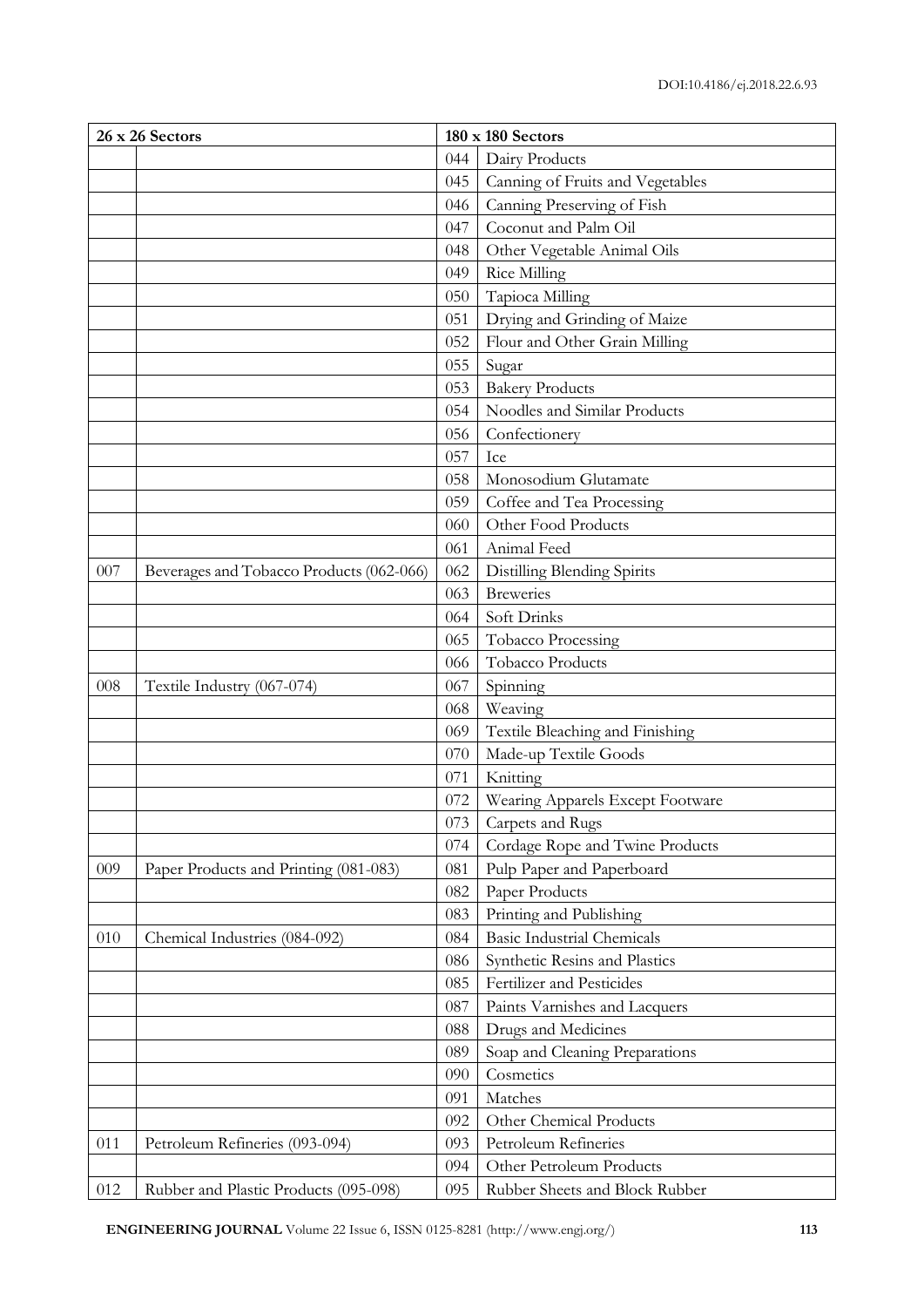| 26 x 26 Sectors | | 180 x 180 Sectors | |
|---|---|---|---|
| | | 044 | Dairy Products |
| | | 045 | Canning of Fruits and Vegetables |
| | | 046 | Canning Preserving of Fish |
| | | 047 | Coconut and Palm Oil |
| | | 048 | Other Vegetable Animal Oils |
| | | 049 | Rice Milling |
| | | 050 | Tapioca Milling |
| | | 051 | Drying and Grinding of Maize |
| | | 052 | Flour and Other Grain Milling |
| | | 055 | Sugar |
| | | 053 | Bakery Products |
| | | 054 | Noodles and Similar Products |
| | | 056 | Confectionery |
| | | 057 | Ice |
| | | 058 | Monosodium Glutamate |
| | | 059 | Coffee and Tea Processing |
| | | 060 | Other Food Products |
| | | 061 | Animal Feed |
| 007 | Beverages and Tobacco Products (062-066) | 062 | Distilling Blending Spirits |
| | | 063 | Breweries |
| | | 064 | Soft Drinks |
| | | 065 | Tobacco Processing |
| | | 066 | Tobacco Products |
| 008 | Textile Industry (067-074) | 067 | Spinning |
| | | 068 | Weaving |
| | | 069 | Textile Bleaching and Finishing |
| | | 070 | Made-up Textile Goods |
| | | 071 | Knitting |
| | | 072 | Wearing Apparels Except Footware |
| | | 073 | Carpets and Rugs |
| | | 074 | Cordage Rope and Twine Products |
| 009 | Paper Products and Printing (081-083) | 081 | Pulp Paper and Paperboard |
| | | 082 | Paper Products |
| | | 083 | Printing and Publishing |
| 010 | Chemical Industries (084-092) | 084 | Basic Industrial Chemicals |
| | | 086 | Synthetic Resins and Plastics |
| | | 085 | Fertilizer and Pesticides |
| | | 087 | Paints Varnishes and Lacquers |
| | | 088 | Drugs and Medicines |
| | | 089 | Soap and Cleaning Preparations |
| | | 090 | Cosmetics |
| | | 091 | Matches |
| | | 092 | Other Chemical Products |
| 011 | Petroleum Refineries (093-094) | 093 | Petroleum Refineries |
| | | 094 | Other Petroleum Products |
| 012 | Rubber and Plastic Products (095-098) | 095 | Rubber Sheets and Block Rubber |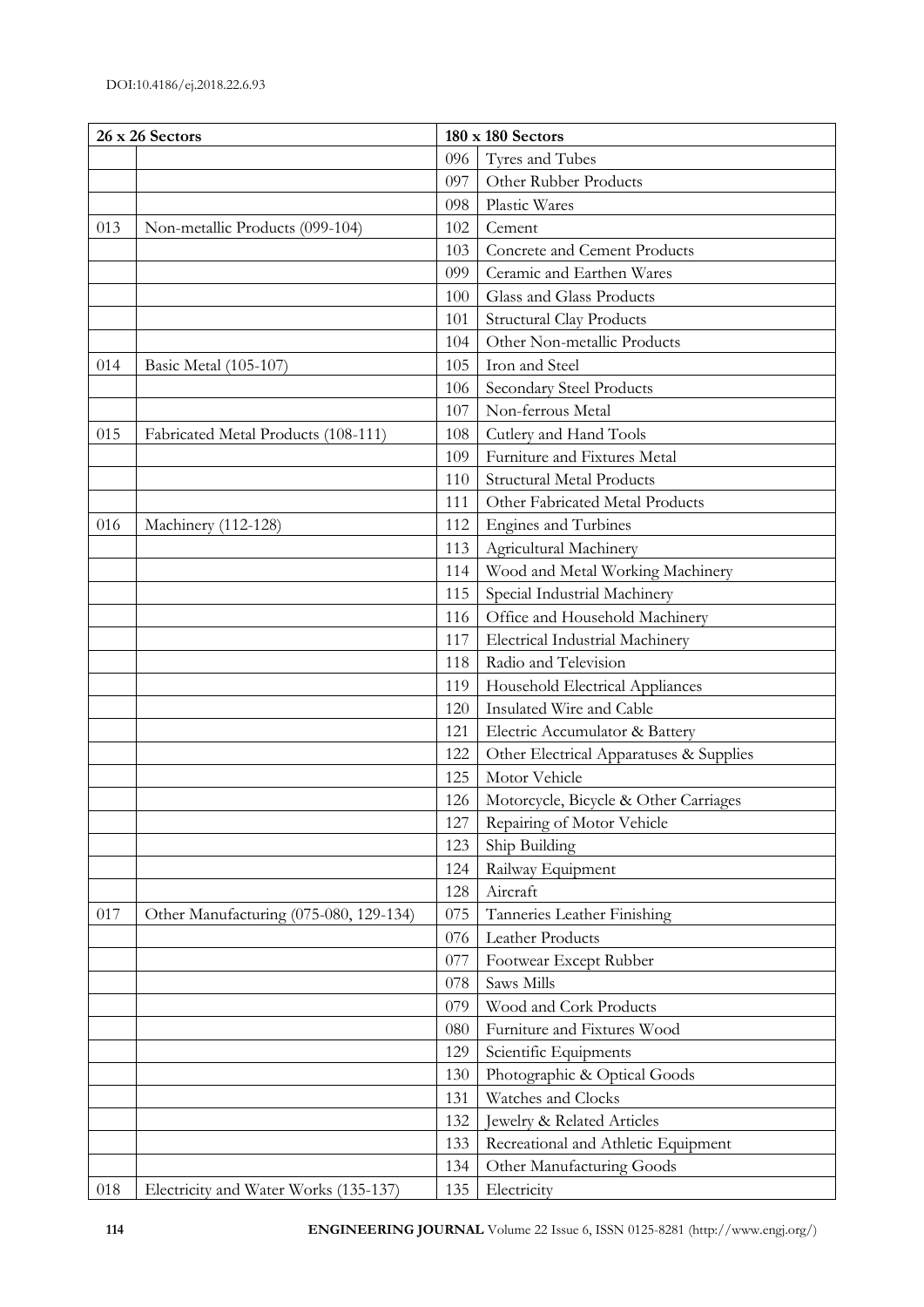| 26 x 26 Sectors | | 180 x 180 Sectors | |
|---|---|---|---|
| | | 096 | Tyres and Tubes |
| | | 097 | Other Rubber Products |
| | | 098 | Plastic Wares |
| 013 | Non-metallic Products (099-104) | 102 | Cement |
| | | 103 | Concrete and Cement Products |
| | | 099 | Ceramic and Earthen Wares |
| | | 100 | Glass and Glass Products |
| | | 101 | Structural Clay Products |
| | | 104 | Other Non-metallic Products |
| 014 | Basic Metal (105-107) | 105 | Iron and Steel |
| | | 106 | Secondary Steel Products |
| | | 107 | Non-ferrous Metal |
| 015 | Fabricated Metal Products (108-111) | 108 | Cutlery and Hand Tools |
| | | 109 | Furniture and Fixtures Metal |
| | | 110 | Structural Metal Products |
| | | 111 | Other Fabricated Metal Products |
| 016 | Machinery (112-128) | 112 | Engines and Turbines |
| | | 113 | Agricultural Machinery |
| | | 114 | Wood and Metal Working Machinery |
| | | 115 | Special Industrial Machinery |
| | | 116 | Office and Household Machinery |
| | | 117 | Electrical Industrial Machinery |
| | | 118 | Radio and Television |
| | | 119 | Household Electrical Appliances |
| | | 120 | Insulated Wire and Cable |
| | | 121 | Electric Accumulator & Battery |
| | | 122 | Other Electrical Apparatuses & Supplies |
| | | 125 | Motor Vehicle |
| | | 126 | Motorcycle, Bicycle & Other Carriages |
| | | 127 | Repairing of Motor Vehicle |
| | | 123 | Ship Building |
| | | 124 | Railway Equipment |
| | | 128 | Aircraft |
| 017 | Other Manufacturing (075-080, 129-134) | 075 | Tanneries Leather Finishing |
| | | 076 | Leather Products |
| | | 077 | Footwear Except Rubber |
| | | 078 | Saws Mills |
| | | 079 | Wood and Cork Products |
| | | 080 | Furniture and Fixtures Wood |
| | | 129 | Scientific Equipments |
| | | 130 | Photographic & Optical Goods |
| | | 131 | Watches and Clocks |
| | | 132 | Jewelry & Related Articles |
| | | 133 | Recreational and Athletic Equipment |
| | | 134 | Other Manufacturing Goods |
| 018 | Electricity and Water Works (135-137) | 135 | Electricity |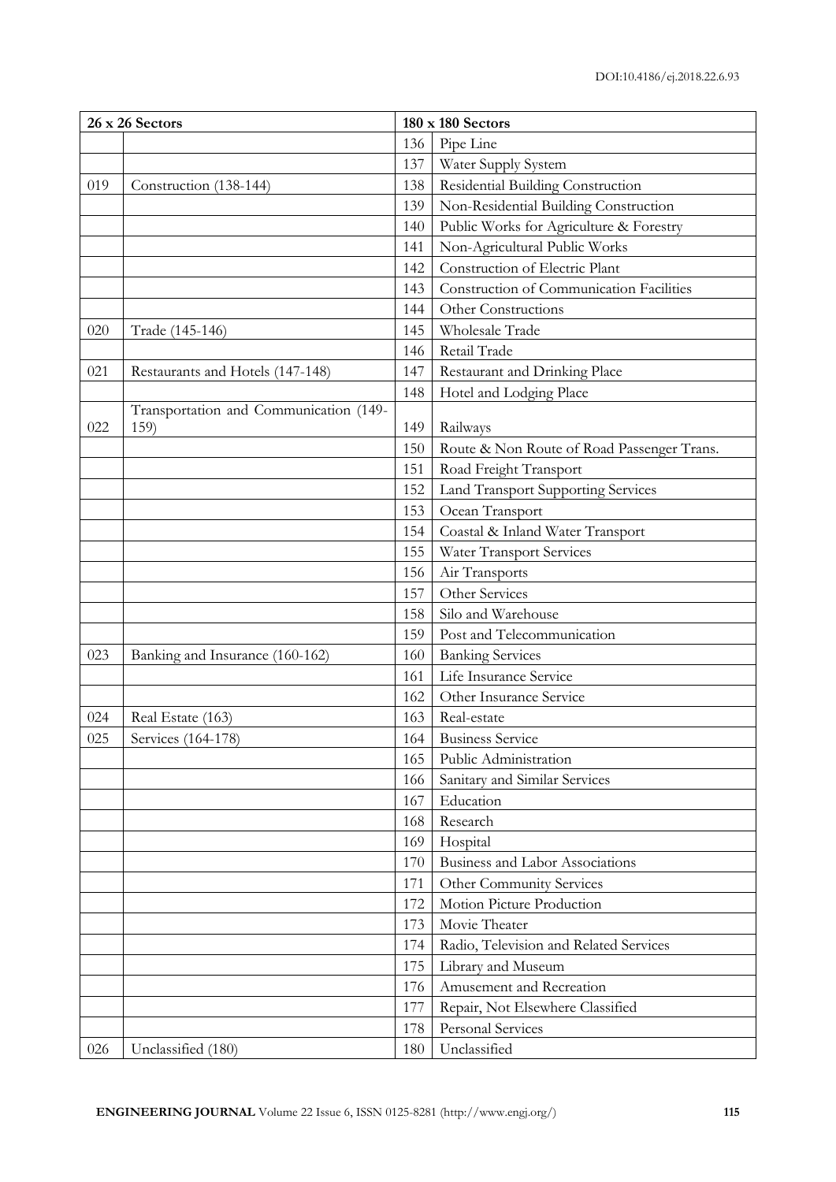| 26 x 26 Sectors | | 180 x 180 Sectors | |
|---|---|---|---|
| | | 136 | Pipe Line |
| | | 137 | Water Supply System |
| 019 | Construction (138-144) | 138 | Residential Building Construction |
| | | 139 | Non-Residential Building Construction |
| | | 140 | Public Works for Agriculture & Forestry |
| | | 141 | Non-Agricultural Public Works |
| | | 142 | Construction of Electric Plant |
| | | 143 | Construction of Communication Facilities |
| | | 144 | Other Constructions |
| 020 | Trade (145-146) | 145 | Wholesale Trade |
| | | 146 | Retail Trade |
| 021 | Restaurants and Hotels (147-148) | 147 | Restaurant and Drinking Place |
| | | 148 | Hotel and Lodging Place |
| 022 | Transportation and Communication (149-159) | 149 | Railways |
| | | 150 | Route & Non Route of Road Passenger Trans. |
| | | 151 | Road Freight Transport |
| | | 152 | Land Transport Supporting Services |
| | | 153 | Ocean Transport |
| | | 154 | Coastal & Inland Water Transport |
| | | 155 | Water Transport Services |
| | | 156 | Air Transports |
| | | 157 | Other Services |
| | | 158 | Silo and Warehouse |
| | | 159 | Post and Telecommunication |
| 023 | Banking and Insurance (160-162) | 160 | Banking Services |
| | | 161 | Life Insurance Service |
| | | 162 | Other Insurance Service |
| 024 | Real Estate (163) | 163 | Real-estate |
| 025 | Services (164-178) | 164 | Business Service |
| | | 165 | Public Administration |
| | | 166 | Sanitary and Similar Services |
| | | 167 | Education |
| | | 168 | Research |
| | | 169 | Hospital |
| | | 170 | Business and Labor Associations |
| | | 171 | Other Community Services |
| | | 172 | Motion Picture Production |
| | | 173 | Movie Theater |
| | | 174 | Radio, Television and Related Services |
| | | 175 | Library and Museum |
| | | 176 | Amusement and Recreation |
| | | 177 | Repair, Not Elsewhere Classified |
| | | 178 | Personal Services |
| 026 | Unclassified (180) | 180 | Unclassified |